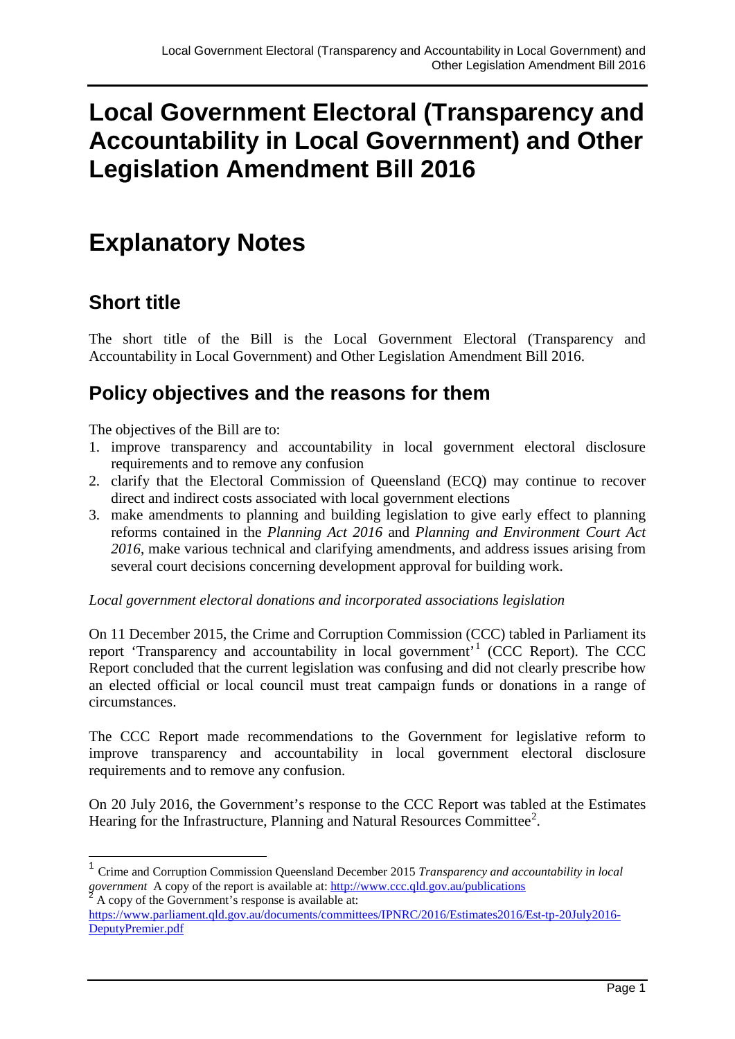# Local Government Electoral (Transparency and Accountability in Local Government) and Other Legislation Amendment Bill 2016

# Explanatory Notes

## Short title

The short title of the Bill is the Local Government Electoral (Transparency and Accountability in Local Government) and Other Legislation Amendment Bill 2016.

## Policy objectives and the reasons for them

The objectives of the Bill are to:

1. improve transparency and accountability in local government electoral disclosure requirements and to remove any confusion
2. clarify that the Electoral Commission of Queensland (ECQ) may continue to recover direct and indirect costs associated with local government elections
3. make amendments to planning and building legislation to give early effect to planning reforms contained in the *Planning Act 2016* and *Planning and Environment Court Act 2016*, make various technical and clarifying amendments, and address issues arising from several court decisions concerning development approval for building work.

*Local government electoral donations and incorporated associations legislation*

On 11 December 2015, the Crime and Corruption Commission (CCC) tabled in Parliament its report 'Transparency and accountability in local government'[1] (CCC Report). The CCC Report concluded that the current legislation was confusing and did not clearly prescribe how an elected official or local council must treat campaign funds or donations in a range of circumstances.

The CCC Report made recommendations to the Government for legislative reform to improve transparency and accountability in local government electoral disclosure requirements and to remove any confusion.

On 20 July 2016, the Government's response to the CCC Report was tabled at the Estimates Hearing for the Infrastructure, Planning and Natural Resources Committee[2].

[1] Crime and Corruption Commission Queensland December 2015 *Transparency and accountability in local government* A copy of the report is available at: http://www.ccc.qld.gov.au/publications

[2] A copy of the Government's response is available at: https://www.parliament.qld.gov.au/documents/committees/IPNRC/2016/Estimates2016/Est-tp-20July2016-DeputyPremier.pdf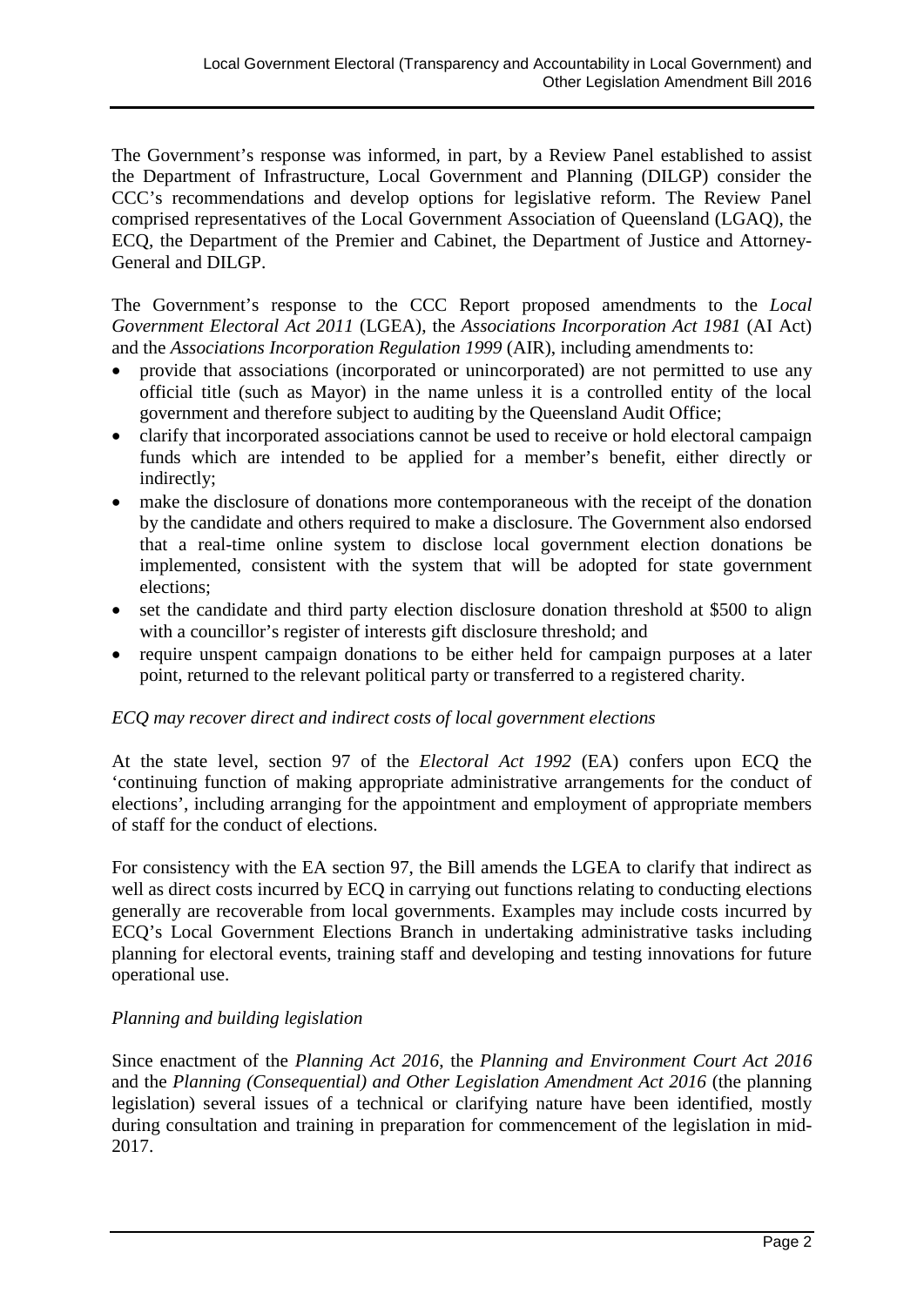The Government's response was informed, in part, by a Review Panel established to assist the Department of Infrastructure, Local Government and Planning (DILGP) consider the CCC's recommendations and develop options for legislative reform. The Review Panel comprised representatives of the Local Government Association of Queensland (LGAQ), the ECQ, the Department of the Premier and Cabinet, the Department of Justice and Attorney-General and DILGP.

The Government's response to the CCC Report proposed amendments to the *Local Government Electoral Act 2011* (LGEA), the *Associations Incorporation Act 1981* (AI Act) and the *Associations Incorporation Regulation 1999* (AIR), including amendments to:

- provide that associations (incorporated or unincorporated) are not permitted to use any official title (such as Mayor) in the name unless it is a controlled entity of the local government and therefore subject to auditing by the Queensland Audit Office;
- clarify that incorporated associations cannot be used to receive or hold electoral campaign funds which are intended to be applied for a member's benefit, either directly or indirectly;
- make the disclosure of donations more contemporaneous with the receipt of the donation by the candidate and others required to make a disclosure. The Government also endorsed that a real-time online system to disclose local government election donations be implemented, consistent with the system that will be adopted for state government elections;
- set the candidate and third party election disclosure donation threshold at $500 to align with a councillor's register of interests gift disclosure threshold; and
- require unspent campaign donations to be either held for campaign purposes at a later point, returned to the relevant political party or transferred to a registered charity.

*ECQ may recover direct and indirect costs of local government elections*

At the state level, section 97 of the *Electoral Act 1992* (EA) confers upon ECQ the 'continuing function of making appropriate administrative arrangements for the conduct of elections', including arranging for the appointment and employment of appropriate members of staff for the conduct of elections.

For consistency with the EA section 97, the Bill amends the LGEA to clarify that indirect as well as direct costs incurred by ECQ in carrying out functions relating to conducting elections generally are recoverable from local governments. Examples may include costs incurred by ECQ's Local Government Elections Branch in undertaking administrative tasks including planning for electoral events, training staff and developing and testing innovations for future operational use.

*Planning and building legislation*

Since enactment of the *Planning Act 2016*, the *Planning and Environment Court Act 2016* and the *Planning (Consequential) and Other Legislation Amendment Act 2016* (the planning legislation) several issues of a technical or clarifying nature have been identified, mostly during consultation and training in preparation for commencement of the legislation in mid-2017.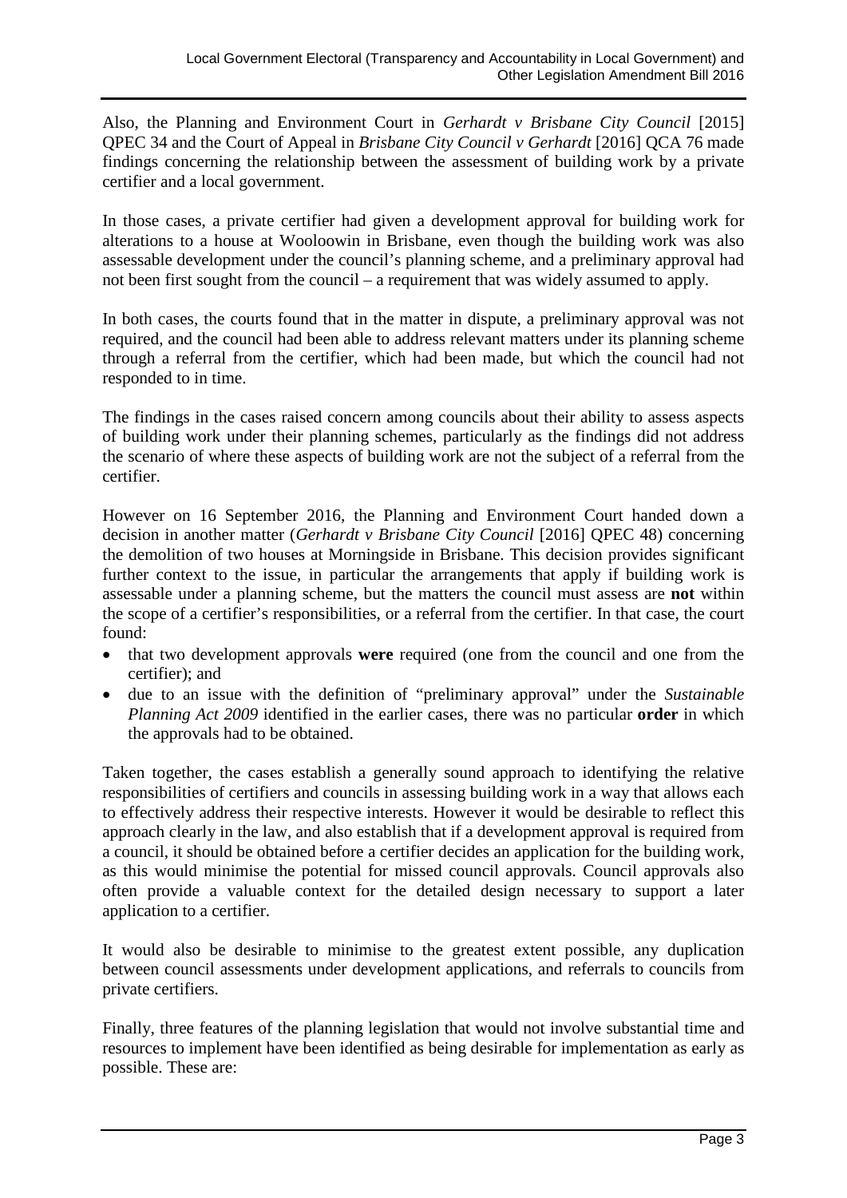Also, the Planning and Environment Court in *Gerhardt v Brisbane City Council* [2015] QPEC 34 and the Court of Appeal in *Brisbane City Council v Gerhardt* [2016] QCA 76 made findings concerning the relationship between the assessment of building work by a private certifier and a local government.

In those cases, a private certifier had given a development approval for building work for alterations to a house at Wooloowin in Brisbane, even though the building work was also assessable development under the council's planning scheme, and a preliminary approval had not been first sought from the council – a requirement that was widely assumed to apply.

In both cases, the courts found that in the matter in dispute, a preliminary approval was not required, and the council had been able to address relevant matters under its planning scheme through a referral from the certifier, which had been made, but which the council had not responded to in time.

The findings in the cases raised concern among councils about their ability to assess aspects of building work under their planning schemes, particularly as the findings did not address the scenario of where these aspects of building work are not the subject of a referral from the certifier.

However on 16 September 2016, the Planning and Environment Court handed down a decision in another matter (*Gerhardt v Brisbane City Council* [2016] QPEC 48) concerning the demolition of two houses at Morningside in Brisbane. This decision provides significant further context to the issue, in particular the arrangements that apply if building work is assessable under a planning scheme, but the matters the council must assess are **not** within the scope of a certifier's responsibilities, or a referral from the certifier. In that case, the court found:

- that two development approvals **were** required (one from the council and one from the certifier); and
- due to an issue with the definition of "preliminary approval" under the *Sustainable Planning Act 2009* identified in the earlier cases, there was no particular **order** in which the approvals had to be obtained.

Taken together, the cases establish a generally sound approach to identifying the relative responsibilities of certifiers and councils in assessing building work in a way that allows each to effectively address their respective interests. However it would be desirable to reflect this approach clearly in the law, and also establish that if a development approval is required from a council, it should be obtained before a certifier decides an application for the building work, as this would minimise the potential for missed council approvals. Council approvals also often provide a valuable context for the detailed design necessary to support a later application to a certifier.

It would also be desirable to minimise to the greatest extent possible, any duplication between council assessments under development applications, and referrals to councils from private certifiers.

Finally, three features of the planning legislation that would not involve substantial time and resources to implement have been identified as being desirable for implementation as early as possible. These are: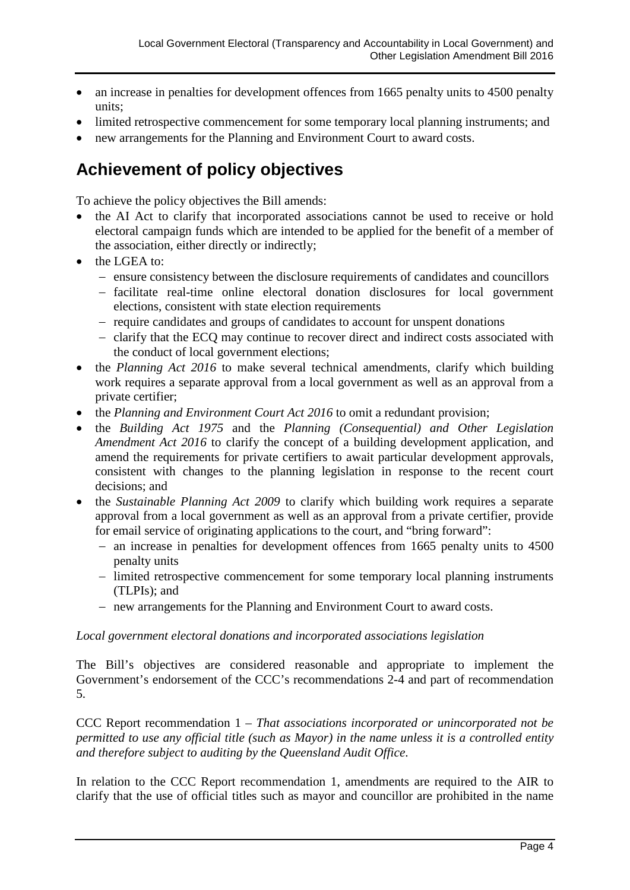- an increase in penalties for development offences from 1665 penalty units to 4500 penalty units;
- limited retrospective commencement for some temporary local planning instruments; and
- new arrangements for the Planning and Environment Court to award costs.

## Achievement of policy objectives

To achieve the policy objectives the Bill amends:

- the AI Act to clarify that incorporated associations cannot be used to receive or hold electoral campaign funds which are intended to be applied for the benefit of a member of the association, either directly or indirectly;
- the LGEA to:
  - ensure consistency between the disclosure requirements of candidates and councillors
  - facilitate real-time online electoral donation disclosures for local government elections, consistent with state election requirements
  - require candidates and groups of candidates to account for unspent donations
  - clarify that the ECQ may continue to recover direct and indirect costs associated with the conduct of local government elections;
- the *Planning Act 2016* to make several technical amendments, clarify which building work requires a separate approval from a local government as well as an approval from a private certifier;
- the *Planning and Environment Court Act 2016* to omit a redundant provision;
- the *Building Act 1975* and the *Planning (Consequential) and Other Legislation Amendment Act 2016* to clarify the concept of a building development application, and amend the requirements for private certifiers to await particular development approvals, consistent with changes to the planning legislation in response to the recent court decisions; and
- the *Sustainable Planning Act 2009* to clarify which building work requires a separate approval from a local government as well as an approval from a private certifier, provide for email service of originating applications to the court, and "bring forward":
  - an increase in penalties for development offences from 1665 penalty units to 4500 penalty units
  - limited retrospective commencement for some temporary local planning instruments (TLPIs); and
  - new arrangements for the Planning and Environment Court to award costs.

*Local government electoral donations and incorporated associations legislation*

The Bill's objectives are considered reasonable and appropriate to implement the Government's endorsement of the CCC's recommendations 2-4 and part of recommendation 5.

CCC Report recommendation 1 – *That associations incorporated or unincorporated not be permitted to use any official title (such as Mayor) in the name unless it is a controlled entity and therefore subject to auditing by the Queensland Audit Office.*

In relation to the CCC Report recommendation 1, amendments are required to the AIR to clarify that the use of official titles such as mayor and councillor are prohibited in the name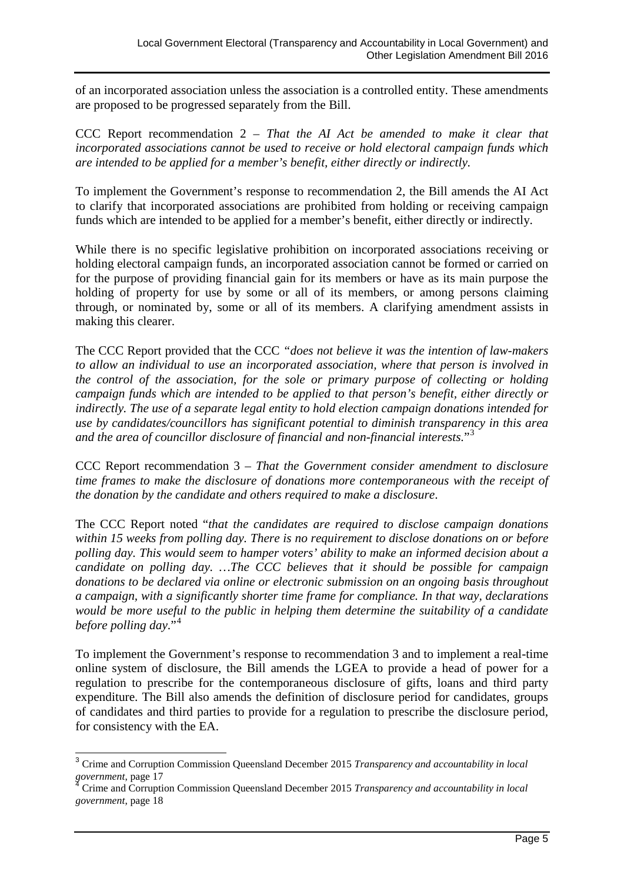of an incorporated association unless the association is a controlled entity. These amendments are proposed to be progressed separately from the Bill.

CCC Report recommendation 2 – *That the AI Act be amended to make it clear that incorporated associations cannot be used to receive or hold electoral campaign funds which are intended to be applied for a member's benefit, either directly or indirectly.*

To implement the Government's response to recommendation 2, the Bill amends the AI Act to clarify that incorporated associations are prohibited from holding or receiving campaign funds which are intended to be applied for a member's benefit, either directly or indirectly.

While there is no specific legislative prohibition on incorporated associations receiving or holding electoral campaign funds, an incorporated association cannot be formed or carried on for the purpose of providing financial gain for its members or have as its main purpose the holding of property for use by some or all of its members, or among persons claiming through, or nominated by, some or all of its members. A clarifying amendment assists in making this clearer.

The CCC Report provided that the CCC *"does not believe it was the intention of law-makers to allow an individual to use an incorporated association, where that person is involved in the control of the association, for the sole or primary purpose of collecting or holding campaign funds which are intended to be applied to that person's benefit, either directly or indirectly. The use of a separate legal entity to hold election campaign donations intended for use by candidates/councillors has significant potential to diminish transparency in this area and the area of councillor disclosure of financial and non-financial interests.*"[3]

CCC Report recommendation 3 – *That the Government consider amendment to disclosure time frames to make the disclosure of donations more contemporaneous with the receipt of the donation by the candidate and others required to make a disclosure*.

The CCC Report noted "*that the candidates are required to disclose campaign donations within 15 weeks from polling day. There is no requirement to disclose donations on or before polling day. This would seem to hamper voters' ability to make an informed decision about a candidate on polling day. …The CCC believes that it should be possible for campaign donations to be declared via online or electronic submission on an ongoing basis throughout a campaign, with a significantly shorter time frame for compliance. In that way, declarations would be more useful to the public in helping them determine the suitability of a candidate before polling day.*"[4]

To implement the Government's response to recommendation 3 and to implement a real-time online system of disclosure, the Bill amends the LGEA to provide a head of power for a regulation to prescribe for the contemporaneous disclosure of gifts, loans and third party expenditure. The Bill also amends the definition of disclosure period for candidates, groups of candidates and third parties to provide for a regulation to prescribe the disclosure period, for consistency with the EA.

---

[3] Crime and Corruption Commission Queensland December 2015 *Transparency and accountability in local government*, page 17

[4] Crime and Corruption Commission Queensland December 2015 *Transparency and accountability in local government*, page 18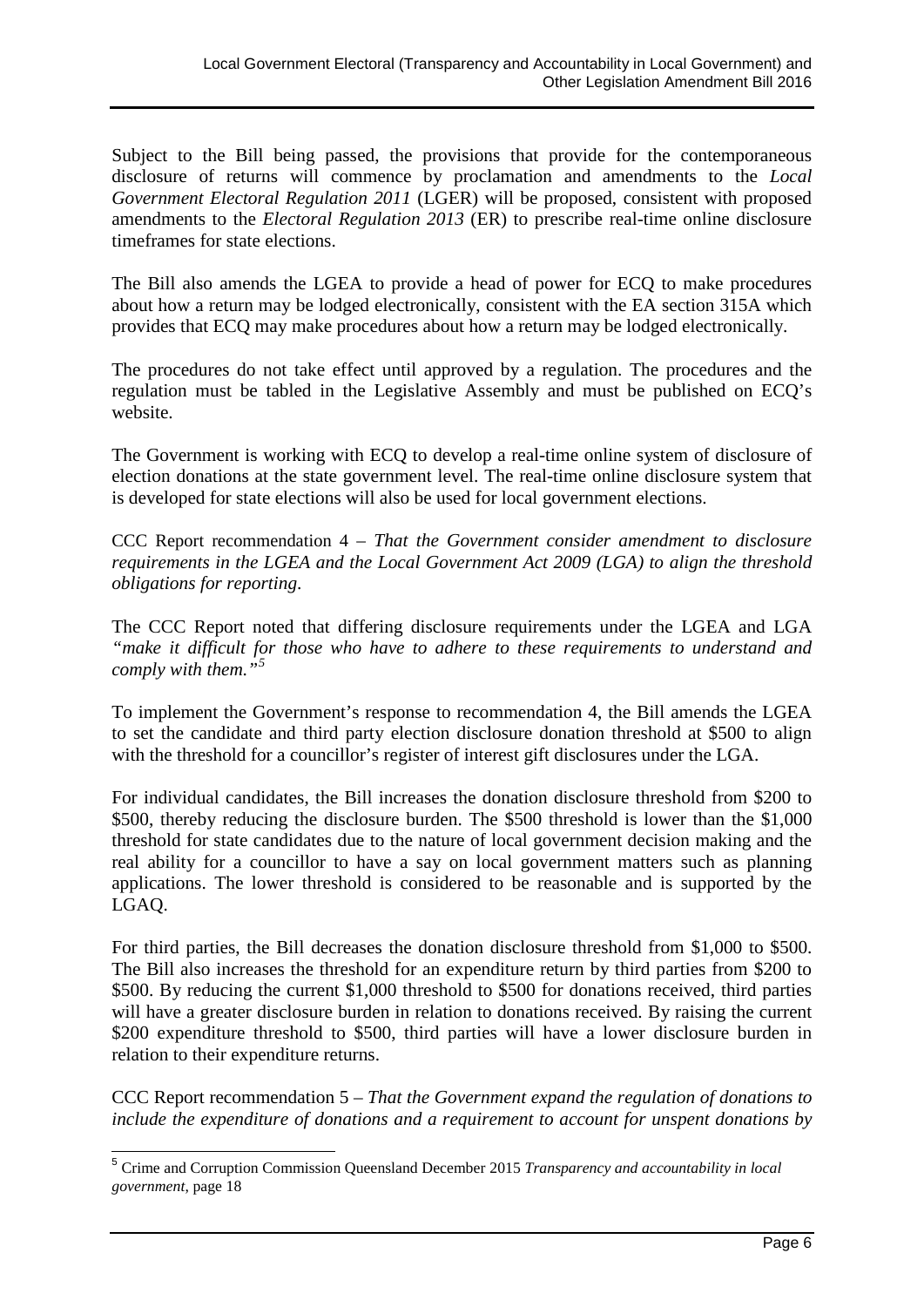Subject to the Bill being passed, the provisions that provide for the contemporaneous disclosure of returns will commence by proclamation and amendments to the *Local Government Electoral Regulation 2011* (LGER) will be proposed, consistent with proposed amendments to the *Electoral Regulation 2013* (ER) to prescribe real-time online disclosure timeframes for state elections.

The Bill also amends the LGEA to provide a head of power for ECQ to make procedures about how a return may be lodged electronically, consistent with the EA section 315A which provides that ECQ may make procedures about how a return may be lodged electronically.

The procedures do not take effect until approved by a regulation. The procedures and the regulation must be tabled in the Legislative Assembly and must be published on ECQ's website.

The Government is working with ECQ to develop a real-time online system of disclosure of election donations at the state government level. The real-time online disclosure system that is developed for state elections will also be used for local government elections.

CCC Report recommendation 4 – *That the Government consider amendment to disclosure requirements in the LGEA and the Local Government Act 2009 (LGA) to align the threshold obligations for reporting.*

The CCC Report noted that differing disclosure requirements under the LGEA and LGA *"make it difficult for those who have to adhere to these requirements to understand and comply with them."*[5]

To implement the Government's response to recommendation 4, the Bill amends the LGEA to set the candidate and third party election disclosure donation threshold at \$500 to align with the threshold for a councillor's register of interest gift disclosures under the LGA.

For individual candidates, the Bill increases the donation disclosure threshold from \$200 to \$500, thereby reducing the disclosure burden. The \$500 threshold is lower than the \$1,000 threshold for state candidates due to the nature of local government decision making and the real ability for a councillor to have a say on local government matters such as planning applications. The lower threshold is considered to be reasonable and is supported by the LGAQ.

For third parties, the Bill decreases the donation disclosure threshold from \$1,000 to \$500. The Bill also increases the threshold for an expenditure return by third parties from \$200 to \$500. By reducing the current \$1,000 threshold to \$500 for donations received, third parties will have a greater disclosure burden in relation to donations received. By raising the current \$200 expenditure threshold to \$500, third parties will have a lower disclosure burden in relation to their expenditure returns.

CCC Report recommendation 5 – *That the Government expand the regulation of donations to include the expenditure of donations and a requirement to account for unspent donations by*

---

[5] Crime and Corruption Commission Queensland December 2015 *Transparency and accountability in local government*, page 18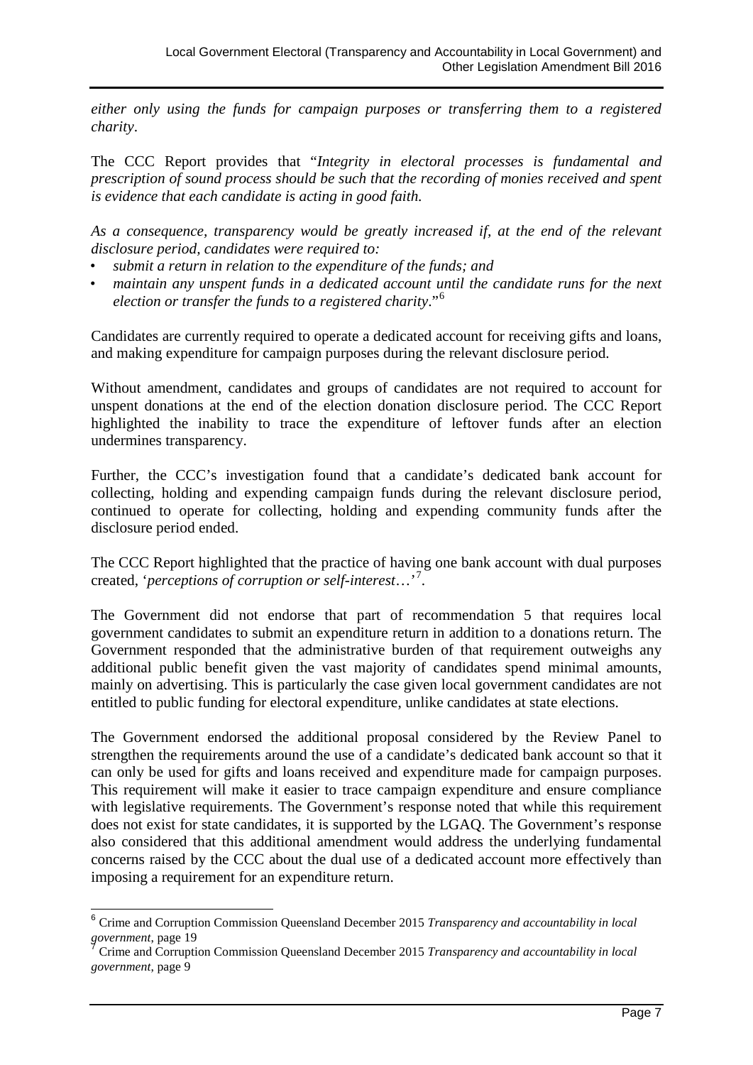*either only using the funds for campaign purposes or transferring them to a registered charity*.

The CCC Report provides that "*Integrity in electoral processes is fundamental and prescription of sound process should be such that the recording of monies received and spent is evidence that each candidate is acting in good faith.*

*As a consequence, transparency would be greatly increased if, at the end of the relevant disclosure period, candidates were required to:*

- *submit a return in relation to the expenditure of the funds; and*
- *maintain any unspent funds in a dedicated account until the candidate runs for the next election or transfer the funds to a registered charity*."[6]

Candidates are currently required to operate a dedicated account for receiving gifts and loans, and making expenditure for campaign purposes during the relevant disclosure period.

Without amendment, candidates and groups of candidates are not required to account for unspent donations at the end of the election donation disclosure period. The CCC Report highlighted the inability to trace the expenditure of leftover funds after an election undermines transparency.

Further, the CCC's investigation found that a candidate's dedicated bank account for collecting, holding and expending campaign funds during the relevant disclosure period, continued to operate for collecting, holding and expending community funds after the disclosure period ended.

The CCC Report highlighted that the practice of having one bank account with dual purposes created, '*perceptions of corruption or self-interest*…'[7].

The Government did not endorse that part of recommendation 5 that requires local government candidates to submit an expenditure return in addition to a donations return. The Government responded that the administrative burden of that requirement outweighs any additional public benefit given the vast majority of candidates spend minimal amounts, mainly on advertising. This is particularly the case given local government candidates are not entitled to public funding for electoral expenditure, unlike candidates at state elections.

The Government endorsed the additional proposal considered by the Review Panel to strengthen the requirements around the use of a candidate's dedicated bank account so that it can only be used for gifts and loans received and expenditure made for campaign purposes. This requirement will make it easier to trace campaign expenditure and ensure compliance with legislative requirements. The Government's response noted that while this requirement does not exist for state candidates, it is supported by the LGAQ. The Government's response also considered that this additional amendment would address the underlying fundamental concerns raised by the CCC about the dual use of a dedicated account more effectively than imposing a requirement for an expenditure return.

---

[6] Crime and Corruption Commission Queensland December 2015 *Transparency and accountability in local government*, page 19

[7] Crime and Corruption Commission Queensland December 2015 *Transparency and accountability in local government*, page 9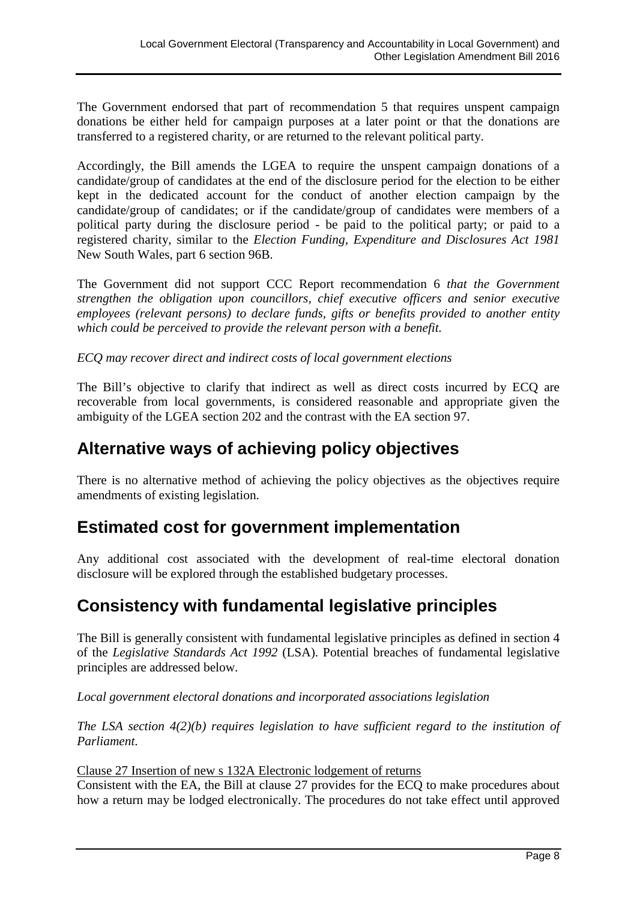The Government endorsed that part of recommendation 5 that requires unspent campaign donations be either held for campaign purposes at a later point or that the donations are transferred to a registered charity, or are returned to the relevant political party.

Accordingly, the Bill amends the LGEA to require the unspent campaign donations of a candidate/group of candidates at the end of the disclosure period for the election to be either kept in the dedicated account for the conduct of another election campaign by the candidate/group of candidates; or if the candidate/group of candidates were members of a political party during the disclosure period - be paid to the political party; or paid to a registered charity, similar to the *Election Funding, Expenditure and Disclosures Act 1981* New South Wales, part 6 section 96B.

The Government did not support CCC Report recommendation 6 *that the Government strengthen the obligation upon councillors, chief executive officers and senior executive employees (relevant persons) to declare funds, gifts or benefits provided to another entity which could be perceived to provide the relevant person with a benefit.*

*ECQ may recover direct and indirect costs of local government elections*

The Bill's objective to clarify that indirect as well as direct costs incurred by ECQ are recoverable from local governments, is considered reasonable and appropriate given the ambiguity of the LGEA section 202 and the contrast with the EA section 97.

## Alternative ways of achieving policy objectives

There is no alternative method of achieving the policy objectives as the objectives require amendments of existing legislation.

## Estimated cost for government implementation

Any additional cost associated with the development of real-time electoral donation disclosure will be explored through the established budgetary processes.

## Consistency with fundamental legislative principles

The Bill is generally consistent with fundamental legislative principles as defined in section 4 of the *Legislative Standards Act 1992* (LSA). Potential breaches of fundamental legislative principles are addressed below.

*Local government electoral donations and incorporated associations legislation*

*The LSA section 4(2)(b) requires legislation to have sufficient regard to the institution of Parliament.*

<u>Clause 27 Insertion of new s 132A Electronic lodgement of returns</u>

Consistent with the EA, the Bill at clause 27 provides for the ECQ to make procedures about how a return may be lodged electronically. The procedures do not take effect until approved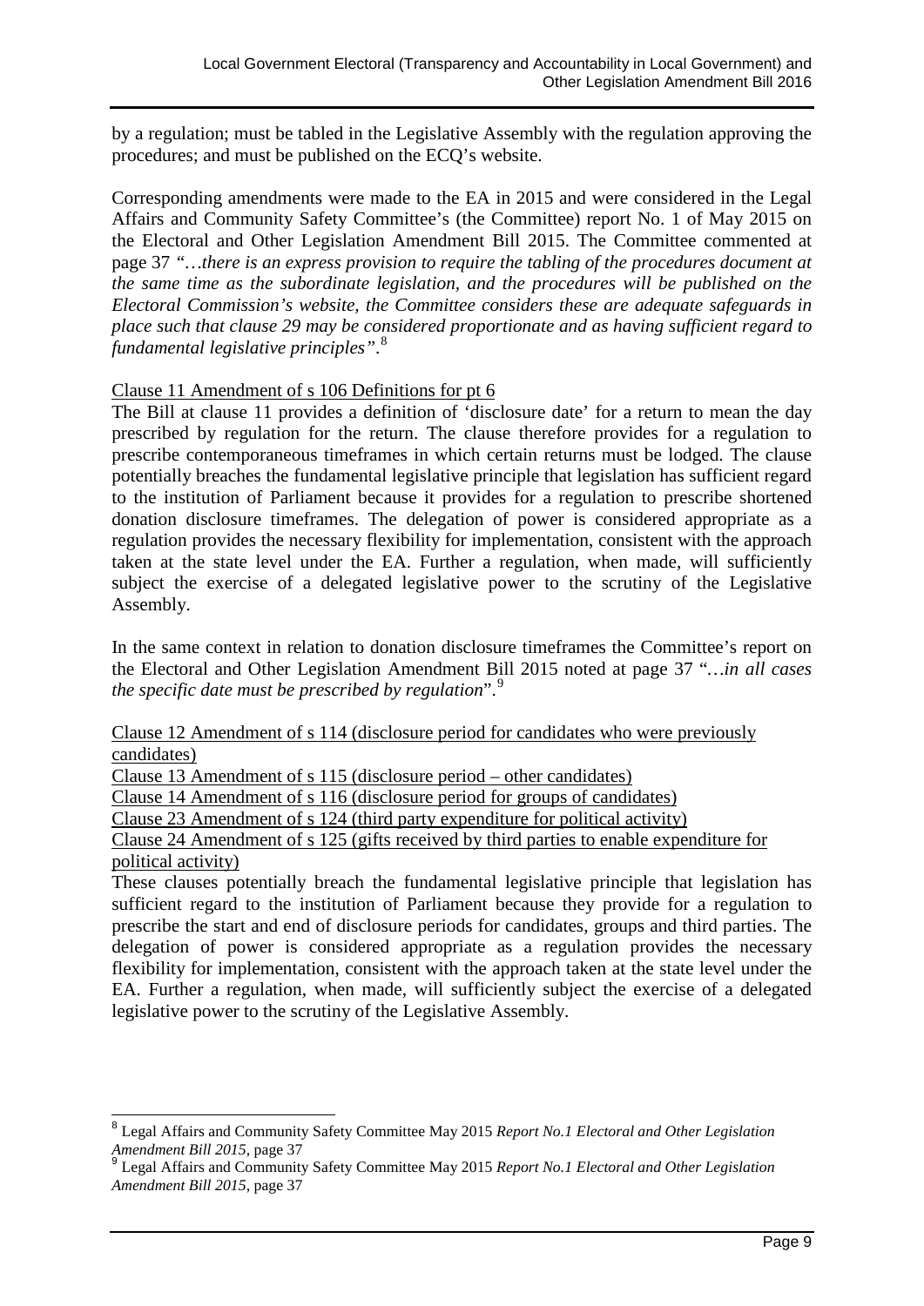by a regulation; must be tabled in the Legislative Assembly with the regulation approving the procedures; and must be published on the ECQ's website.

Corresponding amendments were made to the EA in 2015 and were considered in the Legal Affairs and Community Safety Committee's (the Committee) report No. 1 of May 2015 on the Electoral and Other Legislation Amendment Bill 2015. The Committee commented at page 37 *"…there is an express provision to require the tabling of the procedures document at the same time as the subordinate legislation, and the procedures will be published on the Electoral Commission's website, the Committee considers these are adequate safeguards in place such that clause 29 may be considered proportionate and as having sufficient regard to fundamental legislative principles"*.[8]

Clause 11 Amendment of s 106 Definitions for pt 6

The Bill at clause 11 provides a definition of 'disclosure date' for a return to mean the day prescribed by regulation for the return. The clause therefore provides for a regulation to prescribe contemporaneous timeframes in which certain returns must be lodged. The clause potentially breaches the fundamental legislative principle that legislation has sufficient regard to the institution of Parliament because it provides for a regulation to prescribe shortened donation disclosure timeframes. The delegation of power is considered appropriate as a regulation provides the necessary flexibility for implementation, consistent with the approach taken at the state level under the EA. Further a regulation, when made, will sufficiently subject the exercise of a delegated legislative power to the scrutiny of the Legislative Assembly.

In the same context in relation to donation disclosure timeframes the Committee's report on the Electoral and Other Legislation Amendment Bill 2015 noted at page 37 "*…in all cases the specific date must be prescribed by regulation*".[9]

Clause 12 Amendment of s 114 (disclosure period for candidates who were previously candidates)
Clause 13 Amendment of s 115 (disclosure period – other candidates)
Clause 14 Amendment of s 116 (disclosure period for groups of candidates)
Clause 23 Amendment of s 124 (third party expenditure for political activity)
Clause 24 Amendment of s 125 (gifts received by third parties to enable expenditure for political activity)

These clauses potentially breach the fundamental legislative principle that legislation has sufficient regard to the institution of Parliament because they provide for a regulation to prescribe the start and end of disclosure periods for candidates, groups and third parties. The delegation of power is considered appropriate as a regulation provides the necessary flexibility for implementation, consistent with the approach taken at the state level under the EA. Further a regulation, when made, will sufficiently subject the exercise of a delegated legislative power to the scrutiny of the Legislative Assembly.

---

[8] Legal Affairs and Community Safety Committee May 2015 *Report No.1 Electoral and Other Legislation Amendment Bill 2015*, page 37

[9] Legal Affairs and Community Safety Committee May 2015 *Report No.1 Electoral and Other Legislation Amendment Bill 2015*, page 37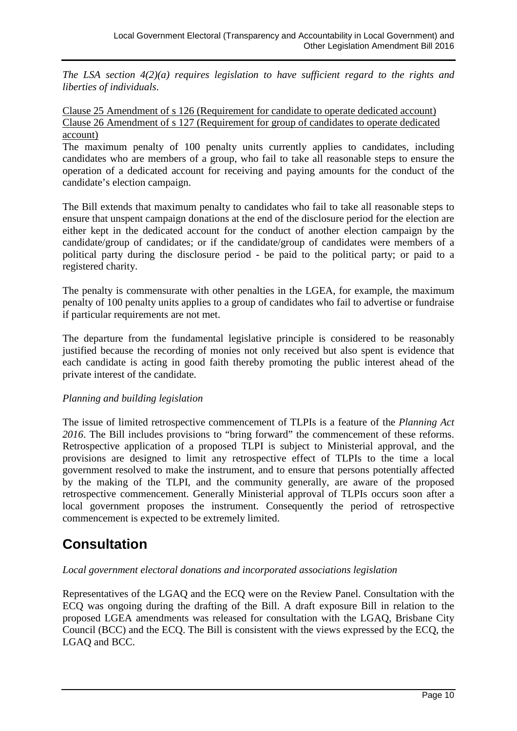*The LSA section 4(2)(a) requires legislation to have sufficient regard to the rights and liberties of individuals.*

Clause 25 Amendment of s 126 (Requirement for candidate to operate dedicated account)
Clause 26 Amendment of s 127 (Requirement for group of candidates to operate dedicated account)

The maximum penalty of 100 penalty units currently applies to candidates, including candidates who are members of a group, who fail to take all reasonable steps to ensure the operation of a dedicated account for receiving and paying amounts for the conduct of the candidate's election campaign.

The Bill extends that maximum penalty to candidates who fail to take all reasonable steps to ensure that unspent campaign donations at the end of the disclosure period for the election are either kept in the dedicated account for the conduct of another election campaign by the candidate/group of candidates; or if the candidate/group of candidates were members of a political party during the disclosure period - be paid to the political party; or paid to a registered charity.

The penalty is commensurate with other penalties in the LGEA, for example, the maximum penalty of 100 penalty units applies to a group of candidates who fail to advertise or fundraise if particular requirements are not met.

The departure from the fundamental legislative principle is considered to be reasonably justified because the recording of monies not only received but also spent is evidence that each candidate is acting in good faith thereby promoting the public interest ahead of the private interest of the candidate.

*Planning and building legislation*

The issue of limited retrospective commencement of TLPIs is a feature of the *Planning Act 2016*. The Bill includes provisions to "bring forward" the commencement of these reforms. Retrospective application of a proposed TLPI is subject to Ministerial approval, and the provisions are designed to limit any retrospective effect of TLPIs to the time a local government resolved to make the instrument, and to ensure that persons potentially affected by the making of the TLPI, and the community generally, are aware of the proposed retrospective commencement. Generally Ministerial approval of TLPIs occurs soon after a local government proposes the instrument. Consequently the period of retrospective commencement is expected to be extremely limited.

# Consultation

*Local government electoral donations and incorporated associations legislation*

Representatives of the LGAQ and the ECQ were on the Review Panel. Consultation with the ECQ was ongoing during the drafting of the Bill. A draft exposure Bill in relation to the proposed LGEA amendments was released for consultation with the LGAQ, Brisbane City Council (BCC) and the ECQ. The Bill is consistent with the views expressed by the ECQ, the LGAQ and BCC.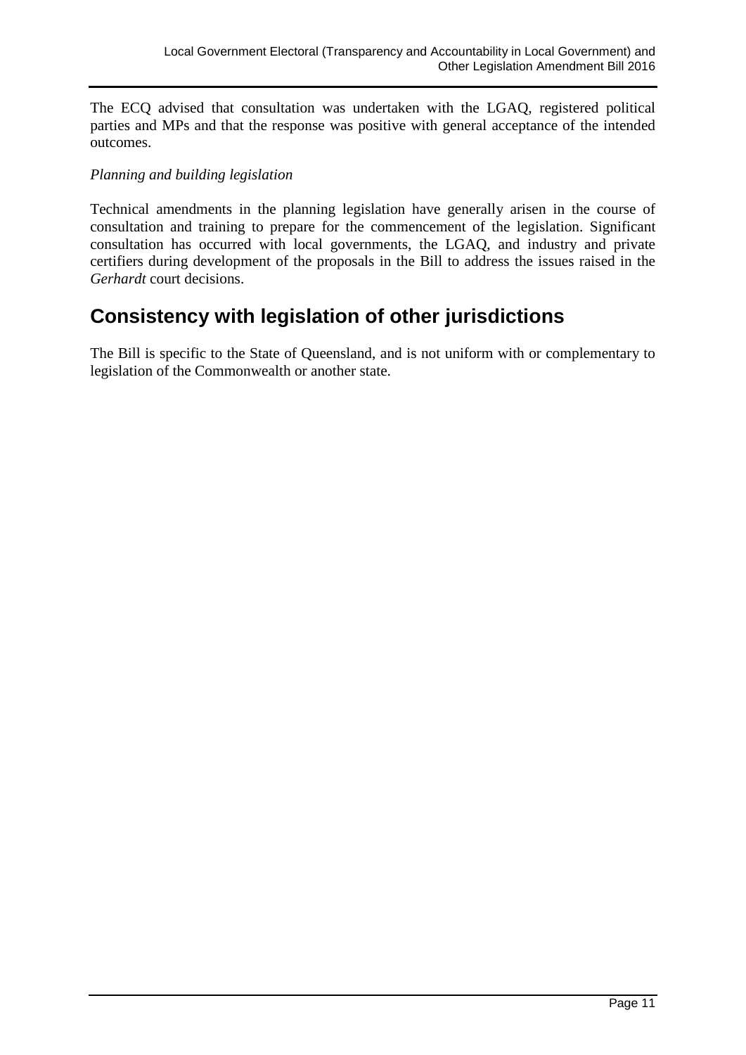The ECQ advised that consultation was undertaken with the LGAQ, registered political parties and MPs and that the response was positive with general acceptance of the intended outcomes.

*Planning and building legislation*

Technical amendments in the planning legislation have generally arisen in the course of consultation and training to prepare for the commencement of the legislation. Significant consultation has occurred with local governments, the LGAQ, and industry and private certifiers during development of the proposals in the Bill to address the issues raised in the *Gerhardt* court decisions.

## Consistency with legislation of other jurisdictions

The Bill is specific to the State of Queensland, and is not uniform with or complementary to legislation of the Commonwealth or another state.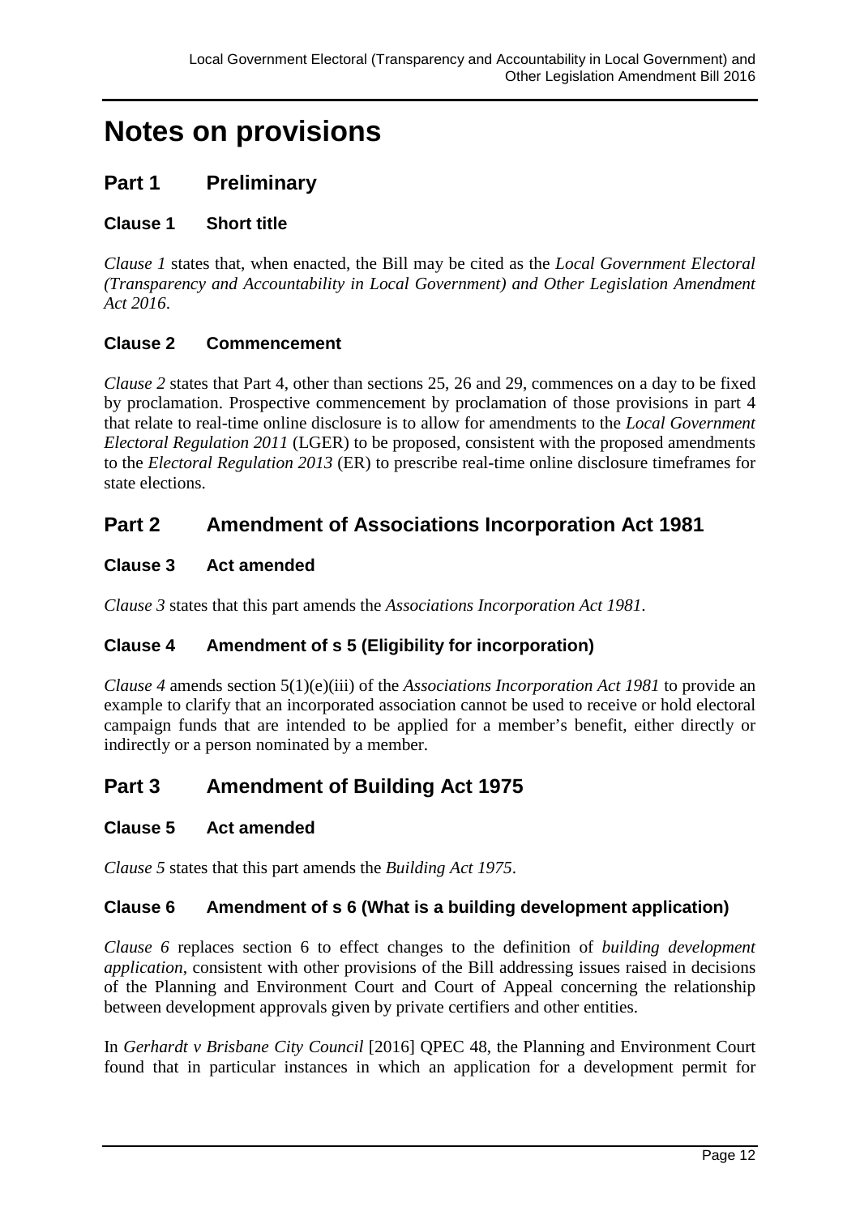# Notes on provisions

## Part 1 Preliminary

### Clause 1 Short title

*Clause 1* states that, when enacted, the Bill may be cited as the *Local Government Electoral (Transparency and Accountability in Local Government) and Other Legislation Amendment Act 2016*.

### Clause 2 Commencement

*Clause 2* states that Part 4, other than sections 25, 26 and 29, commences on a day to be fixed by proclamation. Prospective commencement by proclamation of those provisions in part 4 that relate to real-time online disclosure is to allow for amendments to the *Local Government Electoral Regulation 2011* (LGER) to be proposed, consistent with the proposed amendments to the *Electoral Regulation 2013* (ER) to prescribe real-time online disclosure timeframes for state elections.

## Part 2 Amendment of Associations Incorporation Act 1981

### Clause 3 Act amended

*Clause 3* states that this part amends the *Associations Incorporation Act 1981*.

### Clause 4 Amendment of s 5 (Eligibility for incorporation)

*Clause 4* amends section 5(1)(e)(iii) of the *Associations Incorporation Act 1981* to provide an example to clarify that an incorporated association cannot be used to receive or hold electoral campaign funds that are intended to be applied for a member's benefit, either directly or indirectly or a person nominated by a member.

## Part 3 Amendment of Building Act 1975

### Clause 5 Act amended

*Clause 5* states that this part amends the *Building Act 1975*.

### Clause 6 Amendment of s 6 (What is a building development application)

*Clause 6* replaces section 6 to effect changes to the definition of *building development application*, consistent with other provisions of the Bill addressing issues raised in decisions of the Planning and Environment Court and Court of Appeal concerning the relationship between development approvals given by private certifiers and other entities.

In *Gerhardt v Brisbane City Council* [2016] QPEC 48, the Planning and Environment Court found that in particular instances in which an application for a development permit for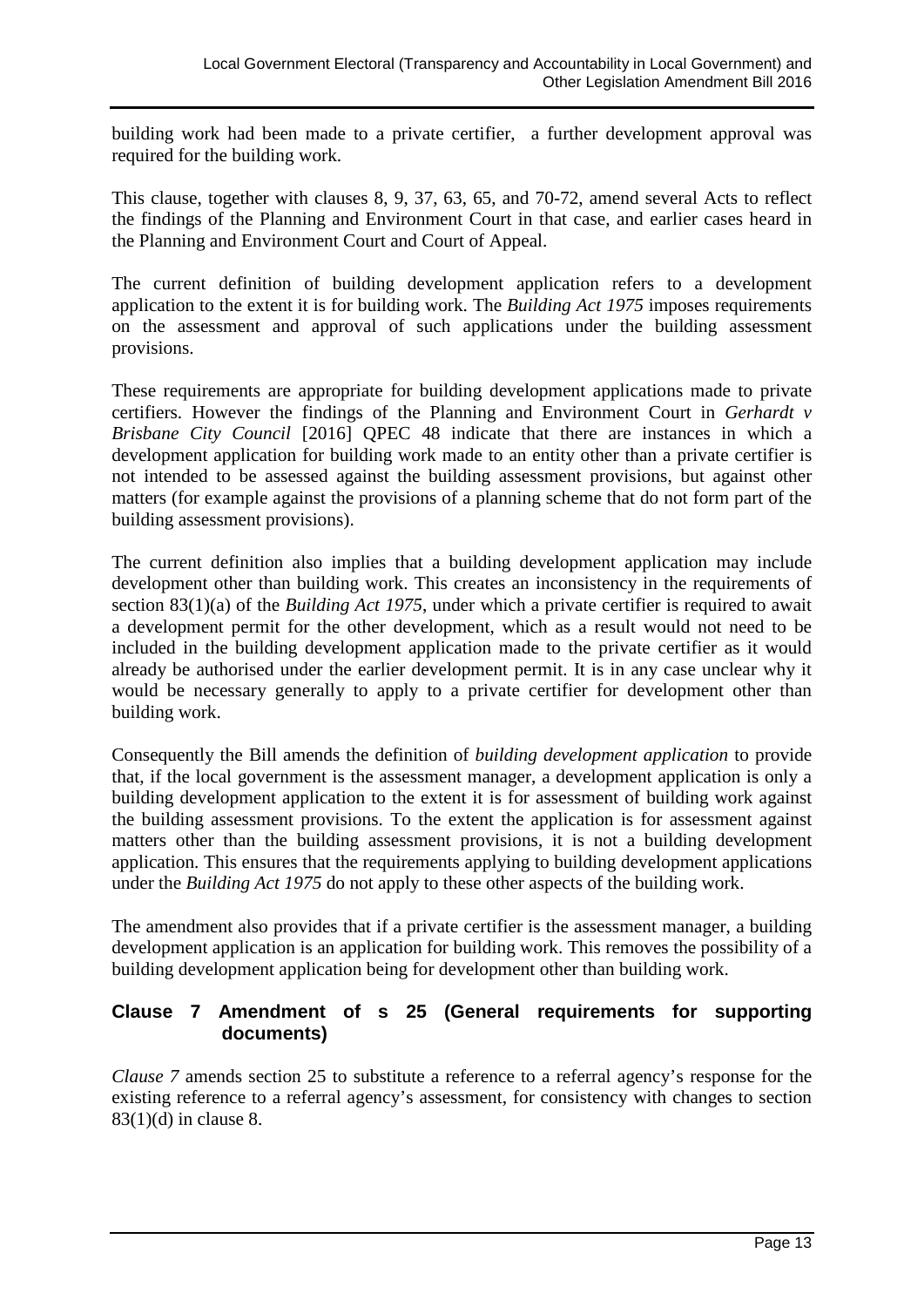building work had been made to a private certifier, a further development approval was required for the building work.

This clause, together with clauses 8, 9, 37, 63, 65, and 70-72, amend several Acts to reflect the findings of the Planning and Environment Court in that case, and earlier cases heard in the Planning and Environment Court and Court of Appeal.

The current definition of building development application refers to a development application to the extent it is for building work. The *Building Act 1975* imposes requirements on the assessment and approval of such applications under the building assessment provisions.

These requirements are appropriate for building development applications made to private certifiers. However the findings of the Planning and Environment Court in *Gerhardt v Brisbane City Council* [2016] QPEC 48 indicate that there are instances in which a development application for building work made to an entity other than a private certifier is not intended to be assessed against the building assessment provisions, but against other matters (for example against the provisions of a planning scheme that do not form part of the building assessment provisions).

The current definition also implies that a building development application may include development other than building work. This creates an inconsistency in the requirements of section 83(1)(a) of the *Building Act 1975*, under which a private certifier is required to await a development permit for the other development, which as a result would not need to be included in the building development application made to the private certifier as it would already be authorised under the earlier development permit. It is in any case unclear why it would be necessary generally to apply to a private certifier for development other than building work.

Consequently the Bill amends the definition of *building development application* to provide that, if the local government is the assessment manager, a development application is only a building development application to the extent it is for assessment of building work against the building assessment provisions. To the extent the application is for assessment against matters other than the building assessment provisions, it is not a building development application. This ensures that the requirements applying to building development applications under the *Building Act 1975* do not apply to these other aspects of the building work.

The amendment also provides that if a private certifier is the assessment manager, a building development application is an application for building work. This removes the possibility of a building development application being for development other than building work.

### Clause 7 Amendment of s 25 (General requirements for supporting documents)

*Clause 7* amends section 25 to substitute a reference to a referral agency's response for the existing reference to a referral agency's assessment, for consistency with changes to section 83(1)(d) in clause 8.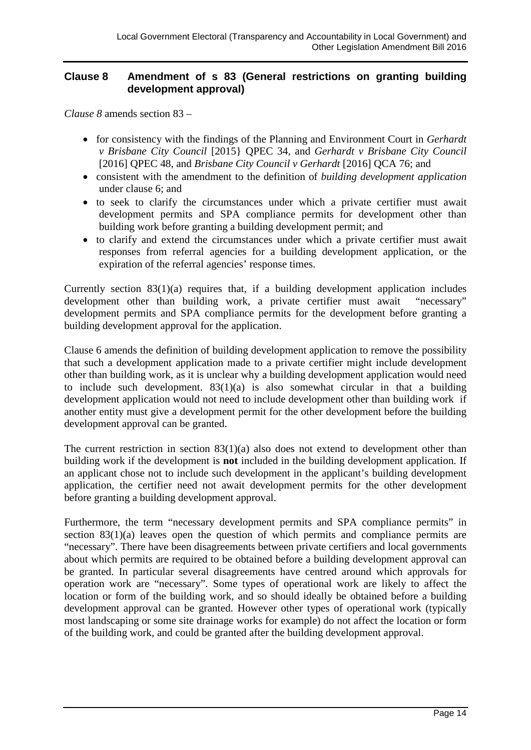### Clause 8 Amendment of s 83 (General restrictions on granting building development approval)

*Clause 8* amends section 83 –

- for consistency with the findings of the Planning and Environment Court in *Gerhardt v Brisbane City Council* [2015} QPEC 34, and *Gerhardt v Brisbane City Council* [2016] QPEC 48, and *Brisbane City Council v Gerhardt* [2016] QCA 76; and
- consistent with the amendment to the definition of *building development application* under clause 6; and
- to seek to clarify the circumstances under which a private certifier must await development permits and SPA compliance permits for development other than building work before granting a building development permit; and
- to clarify and extend the circumstances under which a private certifier must await responses from referral agencies for a building development application, or the expiration of the referral agencies' response times.

Currently section 83(1)(a) requires that, if a building development application includes development other than building work, a private certifier must await "necessary" development permits and SPA compliance permits for the development before granting a building development approval for the application.

Clause 6 amends the definition of building development application to remove the possibility that such a development application made to a private certifier might include development other than building work, as it is unclear why a building development application would need to include such development. 83(1)(a) is also somewhat circular in that a building development application would not need to include development other than building work if another entity must give a development permit for the other development before the building development approval can be granted.

The current restriction in section 83(1)(a) also does not extend to development other than building work if the development is **not** included in the building development application. If an applicant chose not to include such development in the applicant's building development application, the certifier need not await development permits for the other development before granting a building development approval.

Furthermore, the term "necessary development permits and SPA compliance permits" in section 83(1)(a) leaves open the question of which permits and compliance permits are "necessary". There have been disagreements between private certifiers and local governments about which permits are required to be obtained before a building development approval can be granted. In particular several disagreements have centred around which approvals for operation work are "necessary". Some types of operational work are likely to affect the location or form of the building work, and so should ideally be obtained before a building development approval can be granted. However other types of operational work (typically most landscaping or some site drainage works for example) do not affect the location or form of the building work, and could be granted after the building development approval.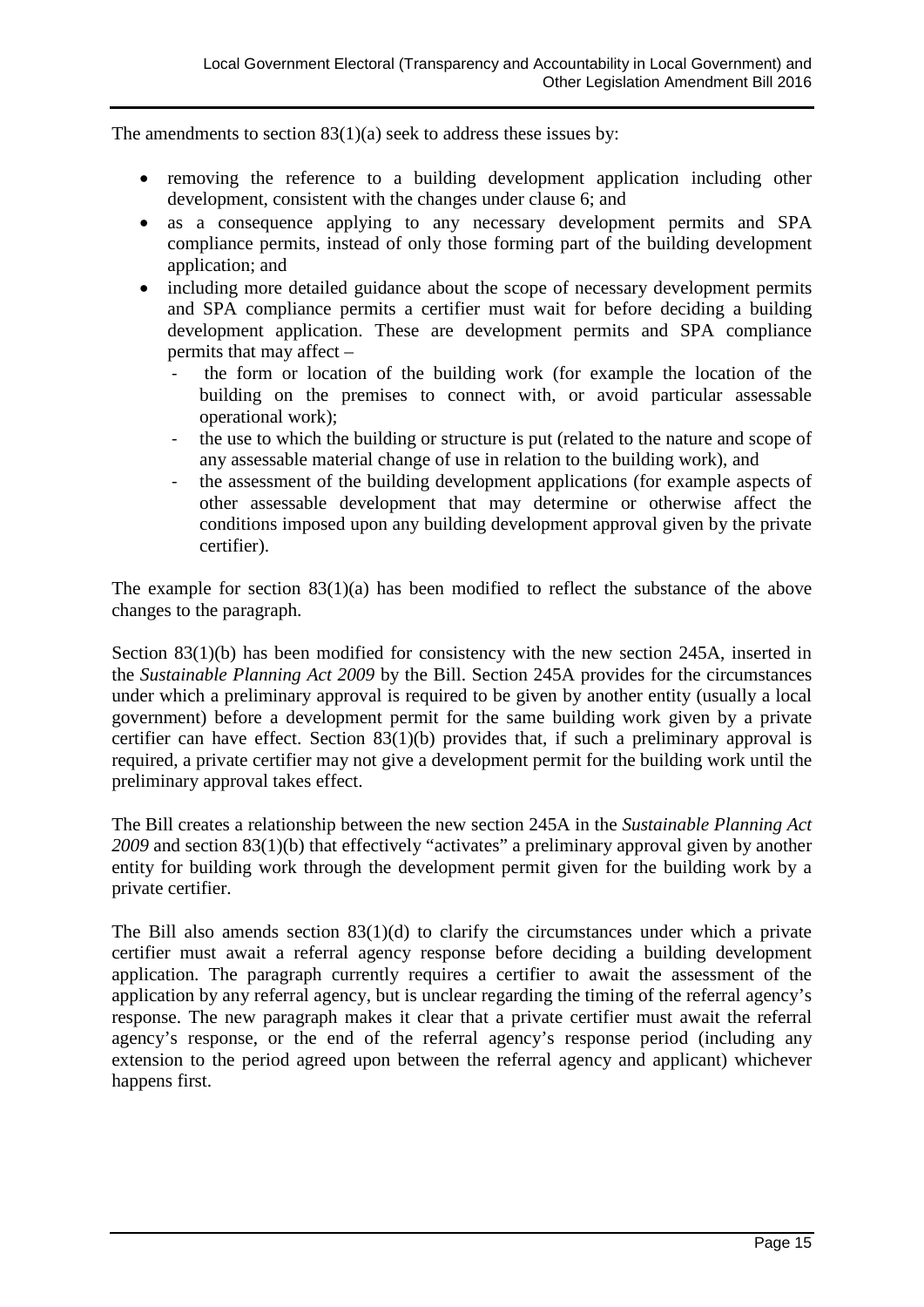The amendments to section 83(1)(a) seek to address these issues by:

- removing the reference to a building development application including other development, consistent with the changes under clause 6; and
- as a consequence applying to any necessary development permits and SPA compliance permits, instead of only those forming part of the building development application; and
- including more detailed guidance about the scope of necessary development permits and SPA compliance permits a certifier must wait for before deciding a building development application. These are development permits and SPA compliance permits that may affect –
  - the form or location of the building work (for example the location of the building on the premises to connect with, or avoid particular assessable operational work);
  - the use to which the building or structure is put (related to the nature and scope of any assessable material change of use in relation to the building work), and
  - the assessment of the building development applications (for example aspects of other assessable development that may determine or otherwise affect the conditions imposed upon any building development approval given by the private certifier).

The example for section 83(1)(a) has been modified to reflect the substance of the above changes to the paragraph.

Section 83(1)(b) has been modified for consistency with the new section 245A, inserted in the *Sustainable Planning Act 2009* by the Bill. Section 245A provides for the circumstances under which a preliminary approval is required to be given by another entity (usually a local government) before a development permit for the same building work given by a private certifier can have effect. Section 83(1)(b) provides that, if such a preliminary approval is required, a private certifier may not give a development permit for the building work until the preliminary approval takes effect.

The Bill creates a relationship between the new section 245A in the *Sustainable Planning Act 2009* and section 83(1)(b) that effectively "activates" a preliminary approval given by another entity for building work through the development permit given for the building work by a private certifier.

The Bill also amends section 83(1)(d) to clarify the circumstances under which a private certifier must await a referral agency response before deciding a building development application. The paragraph currently requires a certifier to await the assessment of the application by any referral agency, but is unclear regarding the timing of the referral agency's response. The new paragraph makes it clear that a private certifier must await the referral agency's response, or the end of the referral agency's response period (including any extension to the period agreed upon between the referral agency and applicant) whichever happens first.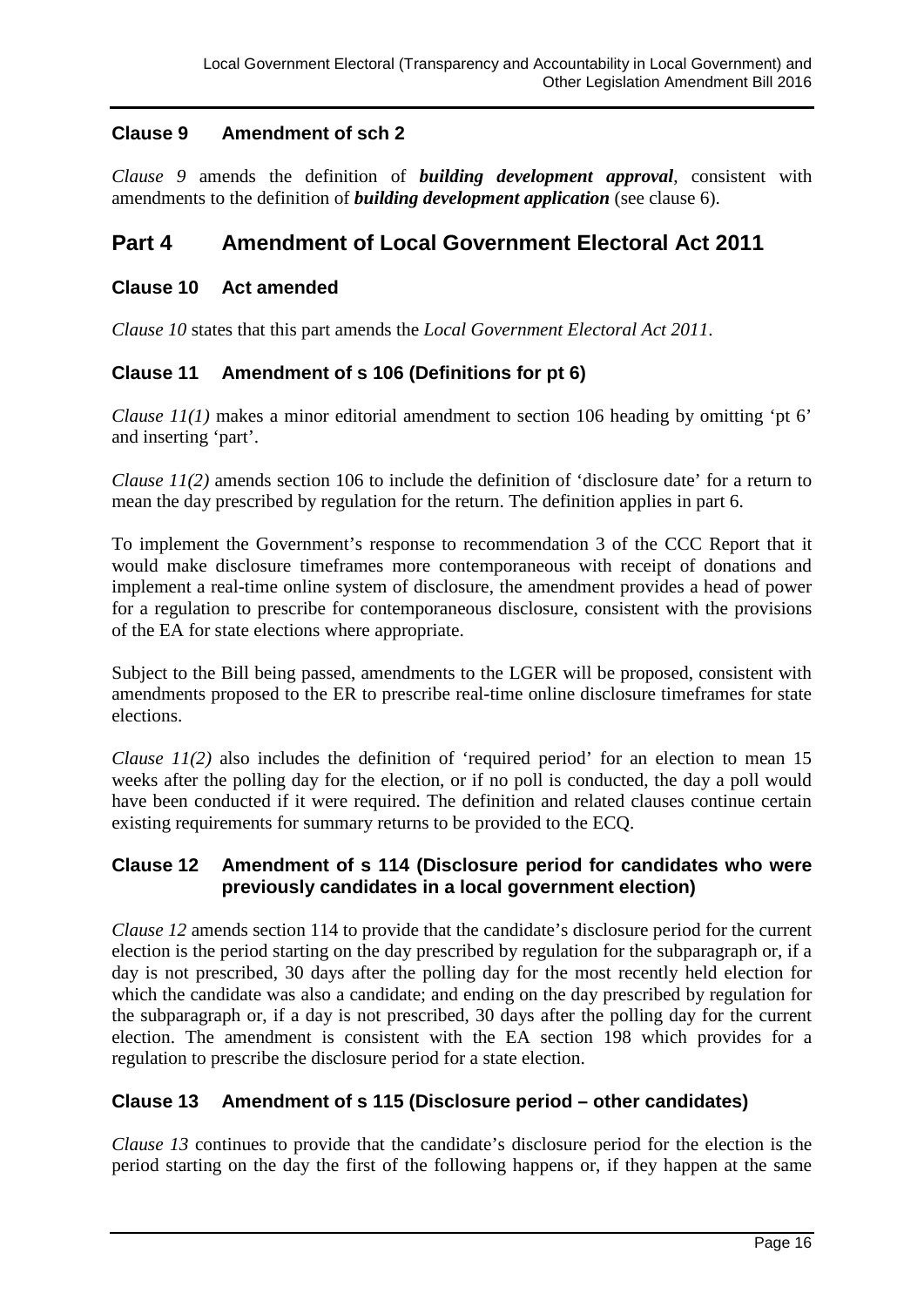### Clause 9 Amendment of sch 2

*Clause 9* amends the definition of ***building development approval***, consistent with amendments to the definition of ***building development application*** (see clause 6).

## Part 4 Amendment of Local Government Electoral Act 2011

### Clause 10 Act amended

*Clause 10* states that this part amends the *Local Government Electoral Act 2011*.

### Clause 11 Amendment of s 106 (Definitions for pt 6)

*Clause 11(1)* makes a minor editorial amendment to section 106 heading by omitting 'pt 6' and inserting 'part'.

*Clause 11(2)* amends section 106 to include the definition of 'disclosure date' for a return to mean the day prescribed by regulation for the return. The definition applies in part 6.

To implement the Government's response to recommendation 3 of the CCC Report that it would make disclosure timeframes more contemporaneous with receipt of donations and implement a real-time online system of disclosure, the amendment provides a head of power for a regulation to prescribe for contemporaneous disclosure, consistent with the provisions of the EA for state elections where appropriate.

Subject to the Bill being passed, amendments to the LGER will be proposed, consistent with amendments proposed to the ER to prescribe real-time online disclosure timeframes for state elections.

*Clause 11(2)* also includes the definition of 'required period' for an election to mean 15 weeks after the polling day for the election, or if no poll is conducted, the day a poll would have been conducted if it were required. The definition and related clauses continue certain existing requirements for summary returns to be provided to the ECQ.

### Clause 12 Amendment of s 114 (Disclosure period for candidates who were previously candidates in a local government election)

*Clause 12* amends section 114 to provide that the candidate's disclosure period for the current election is the period starting on the day prescribed by regulation for the subparagraph or, if a day is not prescribed, 30 days after the polling day for the most recently held election for which the candidate was also a candidate; and ending on the day prescribed by regulation for the subparagraph or, if a day is not prescribed, 30 days after the polling day for the current election. The amendment is consistent with the EA section 198 which provides for a regulation to prescribe the disclosure period for a state election.

### Clause 13 Amendment of s 115 (Disclosure period – other candidates)

*Clause 13* continues to provide that the candidate's disclosure period for the election is the period starting on the day the first of the following happens or, if they happen at the same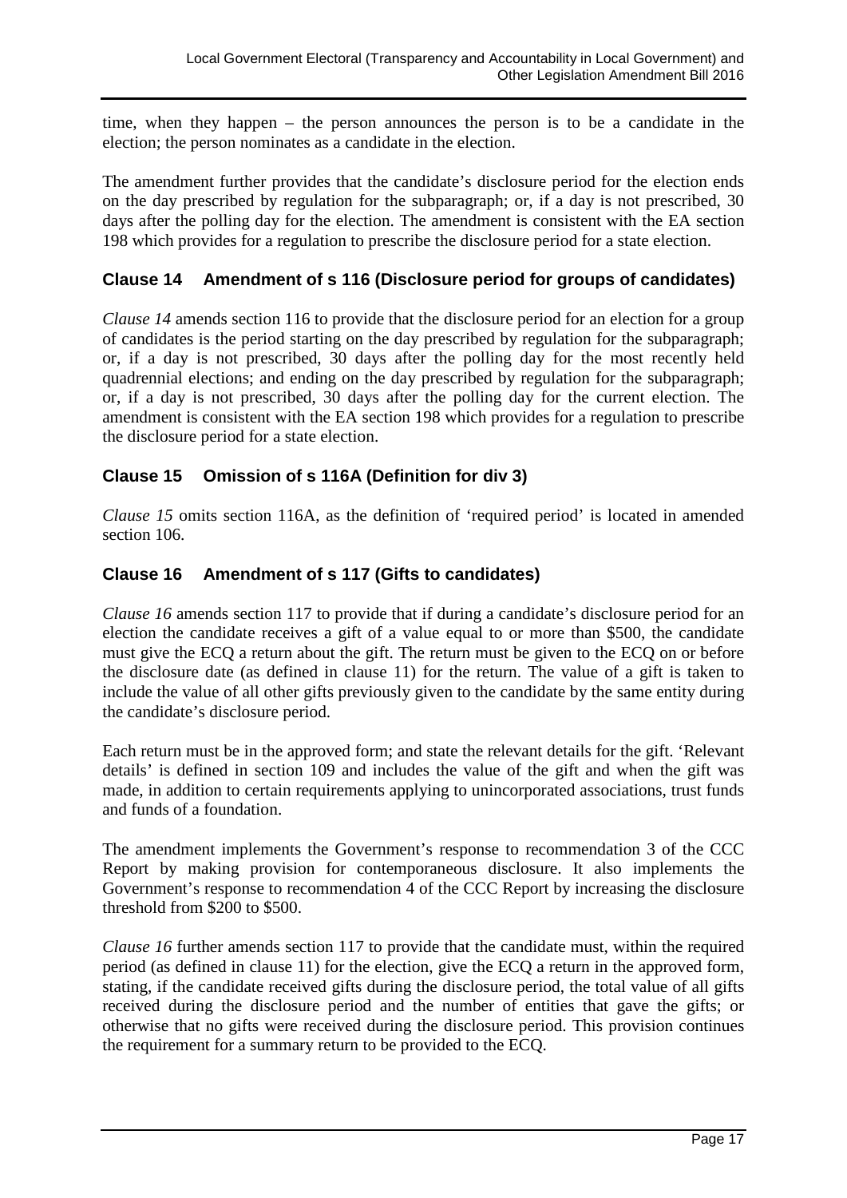time, when they happen – the person announces the person is to be a candidate in the election; the person nominates as a candidate in the election.

The amendment further provides that the candidate's disclosure period for the election ends on the day prescribed by regulation for the subparagraph; or, if a day is not prescribed, 30 days after the polling day for the election. The amendment is consistent with the EA section 198 which provides for a regulation to prescribe the disclosure period for a state election.

### Clause 14 Amendment of s 116 (Disclosure period for groups of candidates)

*Clause 14* amends section 116 to provide that the disclosure period for an election for a group of candidates is the period starting on the day prescribed by regulation for the subparagraph; or, if a day is not prescribed, 30 days after the polling day for the most recently held quadrennial elections; and ending on the day prescribed by regulation for the subparagraph; or, if a day is not prescribed, 30 days after the polling day for the current election. The amendment is consistent with the EA section 198 which provides for a regulation to prescribe the disclosure period for a state election.

### Clause 15 Omission of s 116A (Definition for div 3)

*Clause 15* omits section 116A, as the definition of 'required period' is located in amended section 106.

### Clause 16 Amendment of s 117 (Gifts to candidates)

*Clause 16* amends section 117 to provide that if during a candidate's disclosure period for an election the candidate receives a gift of a value equal to or more than $500, the candidate must give the ECQ a return about the gift. The return must be given to the ECQ on or before the disclosure date (as defined in clause 11) for the return. The value of a gift is taken to include the value of all other gifts previously given to the candidate by the same entity during the candidate's disclosure period.

Each return must be in the approved form; and state the relevant details for the gift. 'Relevant details' is defined in section 109 and includes the value of the gift and when the gift was made, in addition to certain requirements applying to unincorporated associations, trust funds and funds of a foundation.

The amendment implements the Government's response to recommendation 3 of the CCC Report by making provision for contemporaneous disclosure. It also implements the Government's response to recommendation 4 of the CCC Report by increasing the disclosure threshold from $200 to $500.

*Clause 16* further amends section 117 to provide that the candidate must, within the required period (as defined in clause 11) for the election, give the ECQ a return in the approved form, stating, if the candidate received gifts during the disclosure period, the total value of all gifts received during the disclosure period and the number of entities that gave the gifts; or otherwise that no gifts were received during the disclosure period. This provision continues the requirement for a summary return to be provided to the ECQ.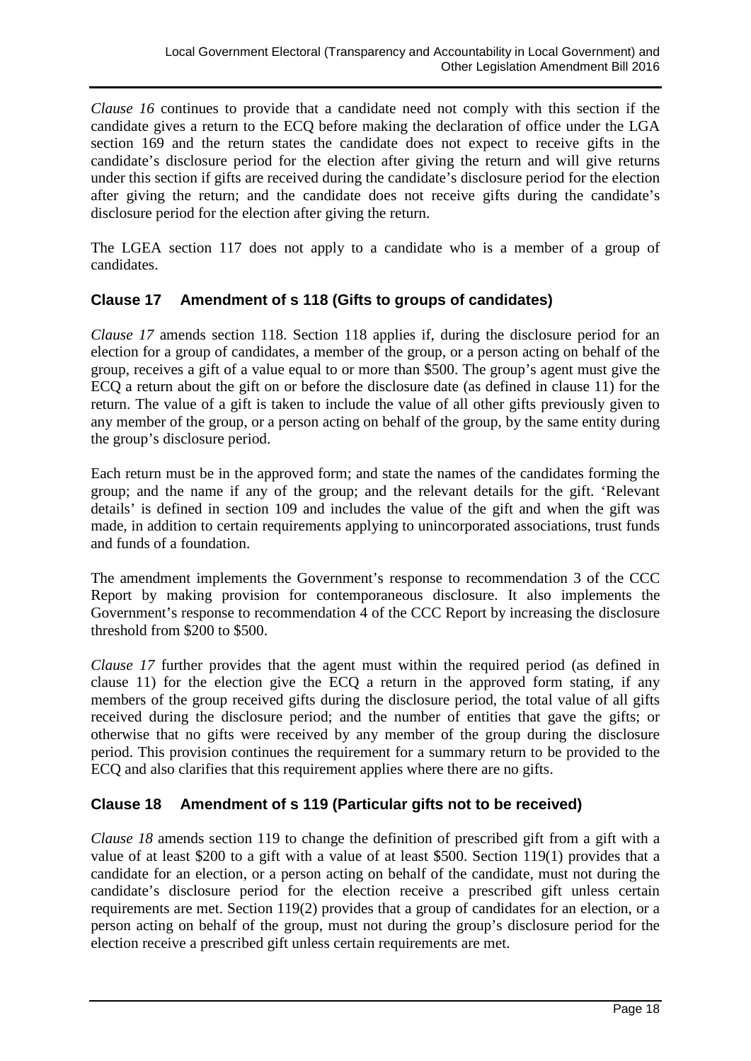*Clause 16* continues to provide that a candidate need not comply with this section if the candidate gives a return to the ECQ before making the declaration of office under the LGA section 169 and the return states the candidate does not expect to receive gifts in the candidate's disclosure period for the election after giving the return and will give returns under this section if gifts are received during the candidate's disclosure period for the election after giving the return; and the candidate does not receive gifts during the candidate's disclosure period for the election after giving the return.

The LGEA section 117 does not apply to a candidate who is a member of a group of candidates.

### Clause 17 Amendment of s 118 (Gifts to groups of candidates)

*Clause 17* amends section 118. Section 118 applies if, during the disclosure period for an election for a group of candidates, a member of the group, or a person acting on behalf of the group, receives a gift of a value equal to or more than $500. The group's agent must give the ECQ a return about the gift on or before the disclosure date (as defined in clause 11) for the return. The value of a gift is taken to include the value of all other gifts previously given to any member of the group, or a person acting on behalf of the group, by the same entity during the group's disclosure period.

Each return must be in the approved form; and state the names of the candidates forming the group; and the name if any of the group; and the relevant details for the gift. 'Relevant details' is defined in section 109 and includes the value of the gift and when the gift was made, in addition to certain requirements applying to unincorporated associations, trust funds and funds of a foundation.

The amendment implements the Government's response to recommendation 3 of the CCC Report by making provision for contemporaneous disclosure. It also implements the Government's response to recommendation 4 of the CCC Report by increasing the disclosure threshold from $200 to $500.

*Clause 17* further provides that the agent must within the required period (as defined in clause 11) for the election give the ECQ a return in the approved form stating, if any members of the group received gifts during the disclosure period, the total value of all gifts received during the disclosure period; and the number of entities that gave the gifts; or otherwise that no gifts were received by any member of the group during the disclosure period. This provision continues the requirement for a summary return to be provided to the ECQ and also clarifies that this requirement applies where there are no gifts.

### Clause 18 Amendment of s 119 (Particular gifts not to be received)

*Clause 18* amends section 119 to change the definition of prescribed gift from a gift with a value of at least $200 to a gift with a value of at least $500. Section 119(1) provides that a candidate for an election, or a person acting on behalf of the candidate, must not during the candidate's disclosure period for the election receive a prescribed gift unless certain requirements are met. Section 119(2) provides that a group of candidates for an election, or a person acting on behalf of the group, must not during the group's disclosure period for the election receive a prescribed gift unless certain requirements are met.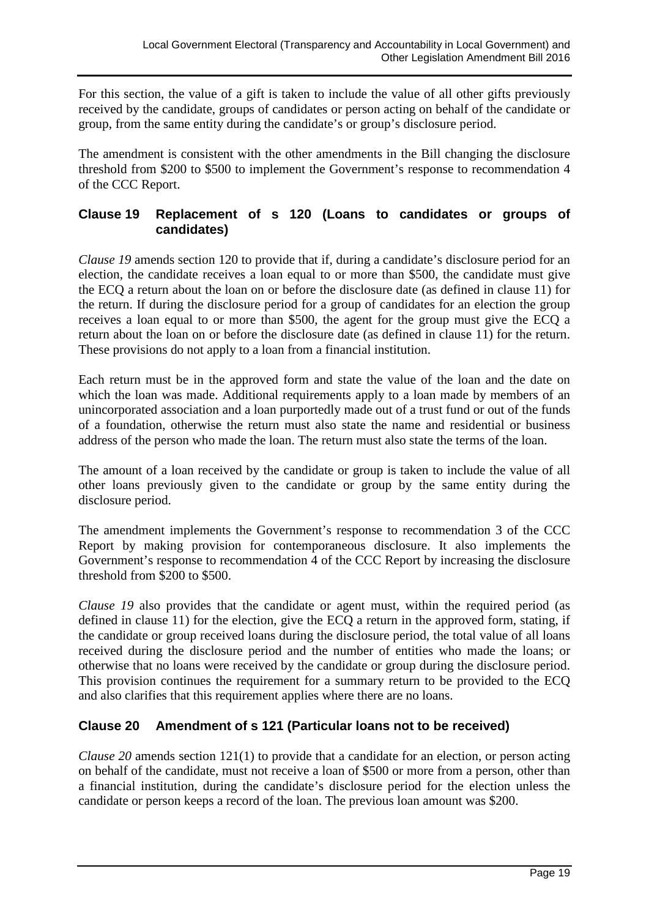For this section, the value of a gift is taken to include the value of all other gifts previously received by the candidate, groups of candidates or person acting on behalf of the candidate or group, from the same entity during the candidate's or group's disclosure period.

The amendment is consistent with the other amendments in the Bill changing the disclosure threshold from \$200 to \$500 to implement the Government's response to recommendation 4 of the CCC Report.

### Clause 19 Replacement of s 120 (Loans to candidates or groups of candidates)

*Clause 19* amends section 120 to provide that if, during a candidate's disclosure period for an election, the candidate receives a loan equal to or more than \$500, the candidate must give the ECQ a return about the loan on or before the disclosure date (as defined in clause 11) for the return. If during the disclosure period for a group of candidates for an election the group receives a loan equal to or more than \$500, the agent for the group must give the ECQ a return about the loan on or before the disclosure date (as defined in clause 11) for the return. These provisions do not apply to a loan from a financial institution.

Each return must be in the approved form and state the value of the loan and the date on which the loan was made. Additional requirements apply to a loan made by members of an unincorporated association and a loan purportedly made out of a trust fund or out of the funds of a foundation, otherwise the return must also state the name and residential or business address of the person who made the loan. The return must also state the terms of the loan.

The amount of a loan received by the candidate or group is taken to include the value of all other loans previously given to the candidate or group by the same entity during the disclosure period.

The amendment implements the Government's response to recommendation 3 of the CCC Report by making provision for contemporaneous disclosure. It also implements the Government's response to recommendation 4 of the CCC Report by increasing the disclosure threshold from \$200 to \$500.

*Clause 19* also provides that the candidate or agent must, within the required period (as defined in clause 11) for the election, give the ECQ a return in the approved form, stating, if the candidate or group received loans during the disclosure period, the total value of all loans received during the disclosure period and the number of entities who made the loans; or otherwise that no loans were received by the candidate or group during the disclosure period. This provision continues the requirement for a summary return to be provided to the ECQ and also clarifies that this requirement applies where there are no loans.

### Clause 20 Amendment of s 121 (Particular loans not to be received)

*Clause 20* amends section 121(1) to provide that a candidate for an election, or person acting on behalf of the candidate, must not receive a loan of \$500 or more from a person, other than a financial institution, during the candidate's disclosure period for the election unless the candidate or person keeps a record of the loan. The previous loan amount was \$200.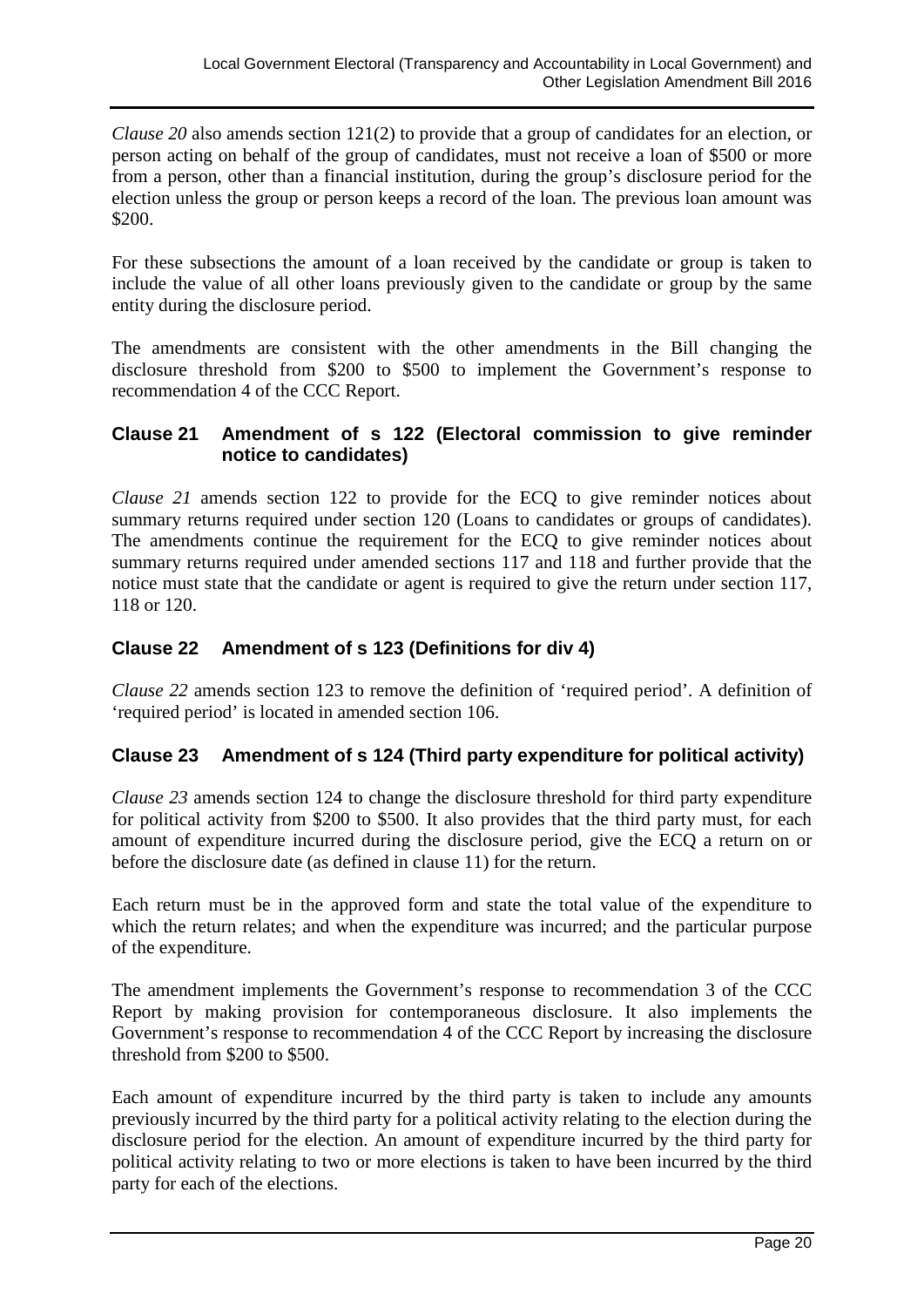*Clause 20* also amends section 121(2) to provide that a group of candidates for an election, or person acting on behalf of the group of candidates, must not receive a loan of $500 or more from a person, other than a financial institution, during the group's disclosure period for the election unless the group or person keeps a record of the loan. The previous loan amount was $200.

For these subsections the amount of a loan received by the candidate or group is taken to include the value of all other loans previously given to the candidate or group by the same entity during the disclosure period.

The amendments are consistent with the other amendments in the Bill changing the disclosure threshold from $200 to $500 to implement the Government's response to recommendation 4 of the CCC Report.

### Clause 21 Amendment of s 122 (Electoral commission to give reminder notice to candidates)

*Clause 21* amends section 122 to provide for the ECQ to give reminder notices about summary returns required under section 120 (Loans to candidates or groups of candidates). The amendments continue the requirement for the ECQ to give reminder notices about summary returns required under amended sections 117 and 118 and further provide that the notice must state that the candidate or agent is required to give the return under section 117, 118 or 120.

### Clause 22 Amendment of s 123 (Definitions for div 4)

*Clause 22* amends section 123 to remove the definition of 'required period'. A definition of 'required period' is located in amended section 106.

### Clause 23 Amendment of s 124 (Third party expenditure for political activity)

*Clause 23* amends section 124 to change the disclosure threshold for third party expenditure for political activity from $200 to $500. It also provides that the third party must, for each amount of expenditure incurred during the disclosure period, give the ECQ a return on or before the disclosure date (as defined in clause 11) for the return.

Each return must be in the approved form and state the total value of the expenditure to which the return relates; and when the expenditure was incurred; and the particular purpose of the expenditure.

The amendment implements the Government's response to recommendation 3 of the CCC Report by making provision for contemporaneous disclosure. It also implements the Government's response to recommendation 4 of the CCC Report by increasing the disclosure threshold from $200 to $500.

Each amount of expenditure incurred by the third party is taken to include any amounts previously incurred by the third party for a political activity relating to the election during the disclosure period for the election. An amount of expenditure incurred by the third party for political activity relating to two or more elections is taken to have been incurred by the third party for each of the elections.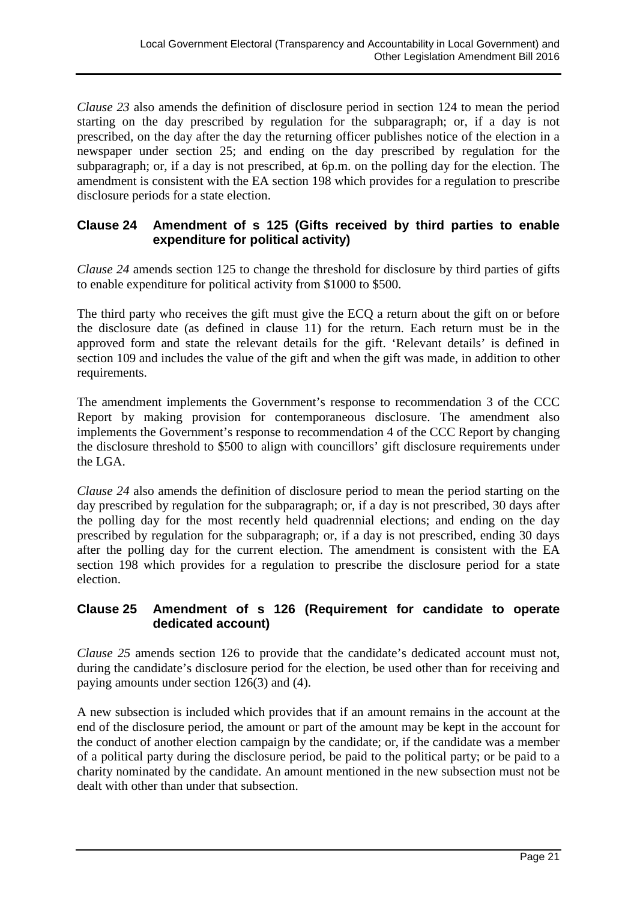*Clause 23* also amends the definition of disclosure period in section 124 to mean the period starting on the day prescribed by regulation for the subparagraph; or, if a day is not prescribed, on the day after the day the returning officer publishes notice of the election in a newspaper under section 25; and ending on the day prescribed by regulation for the subparagraph; or, if a day is not prescribed, at 6p.m. on the polling day for the election. The amendment is consistent with the EA section 198 which provides for a regulation to prescribe disclosure periods for a state election.

### Clause 24 Amendment of s 125 (Gifts received by third parties to enable expenditure for political activity)

*Clause 24* amends section 125 to change the threshold for disclosure by third parties of gifts to enable expenditure for political activity from $1000 to $500.

The third party who receives the gift must give the ECQ a return about the gift on or before the disclosure date (as defined in clause 11) for the return. Each return must be in the approved form and state the relevant details for the gift. 'Relevant details' is defined in section 109 and includes the value of the gift and when the gift was made, in addition to other requirements.

The amendment implements the Government's response to recommendation 3 of the CCC Report by making provision for contemporaneous disclosure. The amendment also implements the Government's response to recommendation 4 of the CCC Report by changing the disclosure threshold to $500 to align with councillors' gift disclosure requirements under the LGA.

*Clause 24* also amends the definition of disclosure period to mean the period starting on the day prescribed by regulation for the subparagraph; or, if a day is not prescribed, 30 days after the polling day for the most recently held quadrennial elections; and ending on the day prescribed by regulation for the subparagraph; or, if a day is not prescribed, ending 30 days after the polling day for the current election. The amendment is consistent with the EA section 198 which provides for a regulation to prescribe the disclosure period for a state election.

### Clause 25 Amendment of s 126 (Requirement for candidate to operate dedicated account)

*Clause 25* amends section 126 to provide that the candidate's dedicated account must not, during the candidate's disclosure period for the election, be used other than for receiving and paying amounts under section 126(3) and (4).

A new subsection is included which provides that if an amount remains in the account at the end of the disclosure period, the amount or part of the amount may be kept in the account for the conduct of another election campaign by the candidate; or, if the candidate was a member of a political party during the disclosure period, be paid to the political party; or be paid to a charity nominated by the candidate. An amount mentioned in the new subsection must not be dealt with other than under that subsection.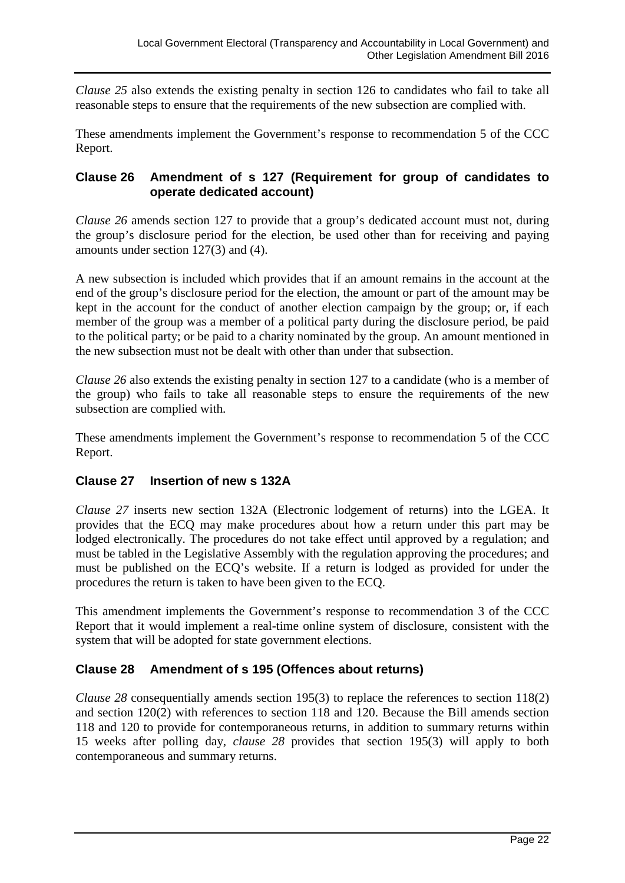*Clause 25* also extends the existing penalty in section 126 to candidates who fail to take all reasonable steps to ensure that the requirements of the new subsection are complied with.

These amendments implement the Government's response to recommendation 5 of the CCC Report.

### Clause 26 Amendment of s 127 (Requirement for group of candidates to operate dedicated account)

*Clause 26* amends section 127 to provide that a group's dedicated account must not, during the group's disclosure period for the election, be used other than for receiving and paying amounts under section 127(3) and (4).

A new subsection is included which provides that if an amount remains in the account at the end of the group's disclosure period for the election, the amount or part of the amount may be kept in the account for the conduct of another election campaign by the group; or, if each member of the group was a member of a political party during the disclosure period, be paid to the political party; or be paid to a charity nominated by the group. An amount mentioned in the new subsection must not be dealt with other than under that subsection.

*Clause 26* also extends the existing penalty in section 127 to a candidate (who is a member of the group) who fails to take all reasonable steps to ensure the requirements of the new subsection are complied with.

These amendments implement the Government's response to recommendation 5 of the CCC Report.

### Clause 27 Insertion of new s 132A

*Clause 27* inserts new section 132A (Electronic lodgement of returns) into the LGEA. It provides that the ECQ may make procedures about how a return under this part may be lodged electronically. The procedures do not take effect until approved by a regulation; and must be tabled in the Legislative Assembly with the regulation approving the procedures; and must be published on the ECQ's website. If a return is lodged as provided for under the procedures the return is taken to have been given to the ECQ.

This amendment implements the Government's response to recommendation 3 of the CCC Report that it would implement a real-time online system of disclosure, consistent with the system that will be adopted for state government elections.

### Clause 28 Amendment of s 195 (Offences about returns)

*Clause 28* consequentially amends section 195(3) to replace the references to section 118(2) and section 120(2) with references to section 118 and 120. Because the Bill amends section 118 and 120 to provide for contemporaneous returns, in addition to summary returns within 15 weeks after polling day, *clause 28* provides that section 195(3) will apply to both contemporaneous and summary returns.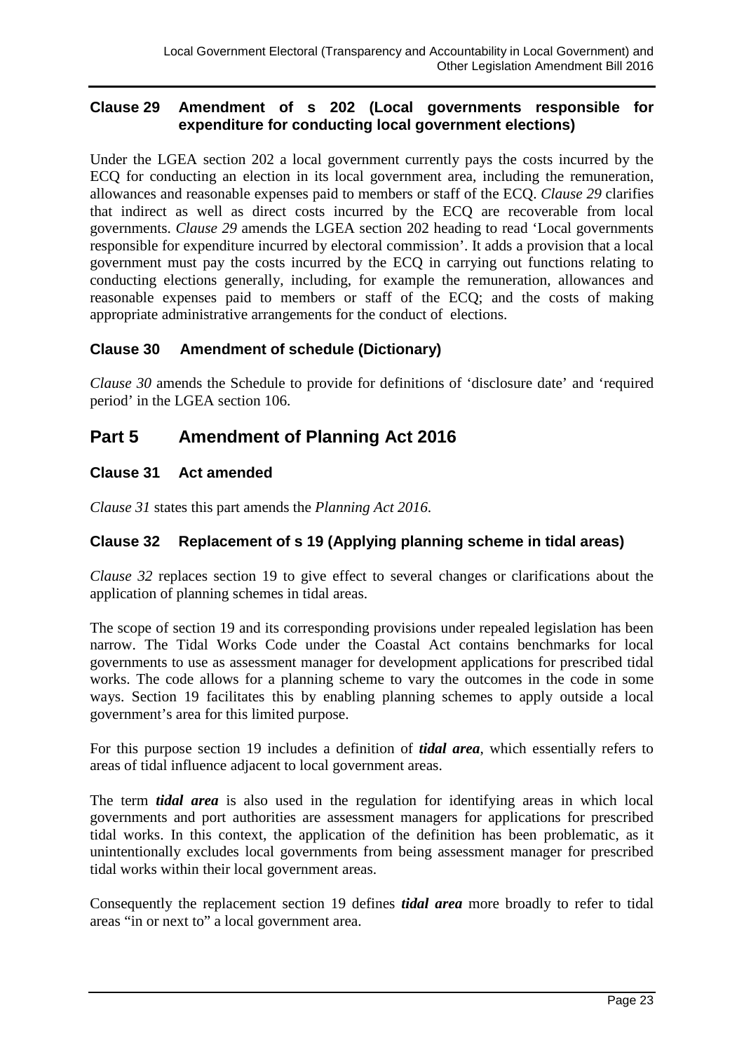### Clause 29 Amendment of s 202 (Local governments responsible for expenditure for conducting local government elections)

Under the LGEA section 202 a local government currently pays the costs incurred by the ECQ for conducting an election in its local government area, including the remuneration, allowances and reasonable expenses paid to members or staff of the ECQ. *Clause 29* clarifies that indirect as well as direct costs incurred by the ECQ are recoverable from local governments. *Clause 29* amends the LGEA section 202 heading to read 'Local governments responsible for expenditure incurred by electoral commission'. It adds a provision that a local government must pay the costs incurred by the ECQ in carrying out functions relating to conducting elections generally, including, for example the remuneration, allowances and reasonable expenses paid to members or staff of the ECQ; and the costs of making appropriate administrative arrangements for the conduct of elections.

### Clause 30 Amendment of schedule (Dictionary)

*Clause 30* amends the Schedule to provide for definitions of 'disclosure date' and 'required period' in the LGEA section 106.

## Part 5 Amendment of Planning Act 2016

### Clause 31 Act amended

*Clause 31* states this part amends the *Planning Act 2016*.

### Clause 32 Replacement of s 19 (Applying planning scheme in tidal areas)

*Clause 32* replaces section 19 to give effect to several changes or clarifications about the application of planning schemes in tidal areas.

The scope of section 19 and its corresponding provisions under repealed legislation has been narrow. The Tidal Works Code under the Coastal Act contains benchmarks for local governments to use as assessment manager for development applications for prescribed tidal works. The code allows for a planning scheme to vary the outcomes in the code in some ways. Section 19 facilitates this by enabling planning schemes to apply outside a local government's area for this limited purpose.

For this purpose section 19 includes a definition of ***tidal area***, which essentially refers to areas of tidal influence adjacent to local government areas.

The term ***tidal area*** is also used in the regulation for identifying areas in which local governments and port authorities are assessment managers for applications for prescribed tidal works. In this context, the application of the definition has been problematic, as it unintentionally excludes local governments from being assessment manager for prescribed tidal works within their local government areas.

Consequently the replacement section 19 defines ***tidal area*** more broadly to refer to tidal areas "in or next to" a local government area.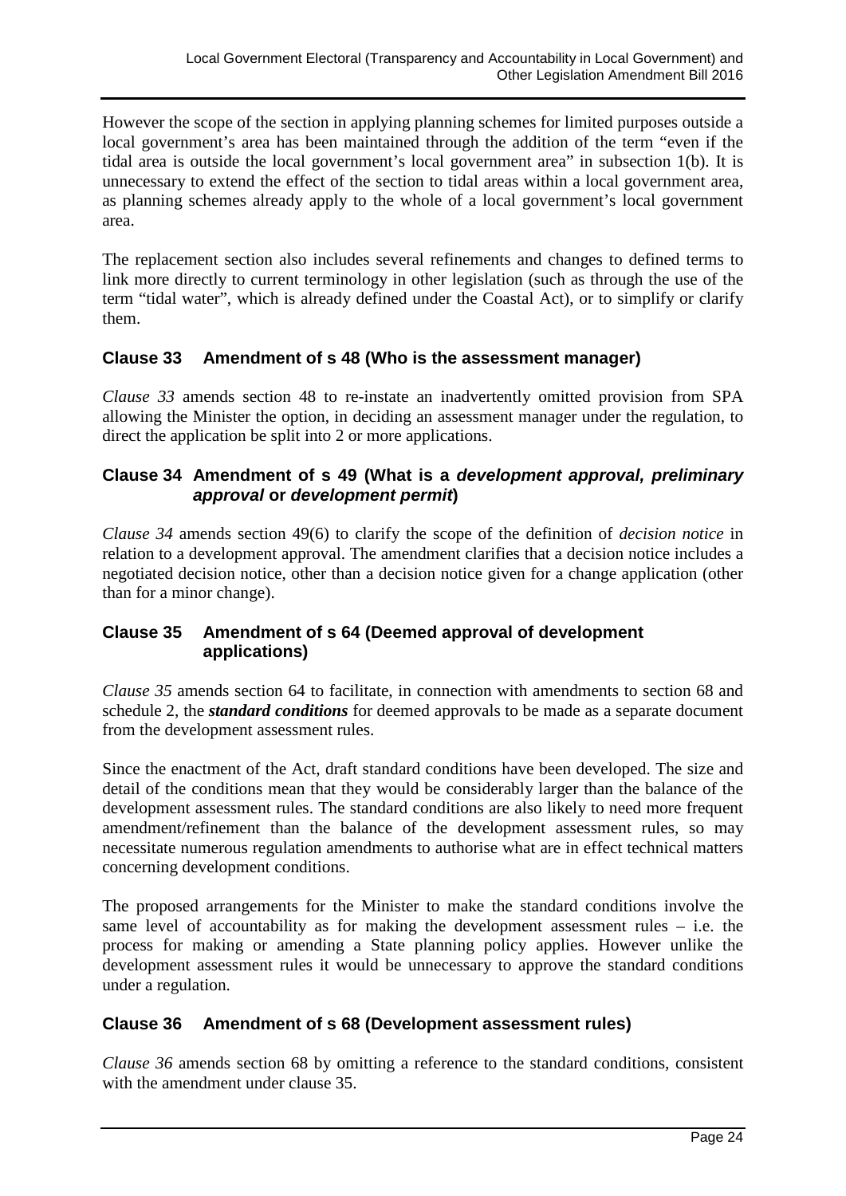However the scope of the section in applying planning schemes for limited purposes outside a local government's area has been maintained through the addition of the term "even if the tidal area is outside the local government's local government area" in subsection 1(b). It is unnecessary to extend the effect of the section to tidal areas within a local government area, as planning schemes already apply to the whole of a local government's local government area.

The replacement section also includes several refinements and changes to defined terms to link more directly to current terminology in other legislation (such as through the use of the term "tidal water", which is already defined under the Coastal Act), or to simplify or clarify them.

### Clause 33 Amendment of s 48 (Who is the assessment manager)

*Clause 33* amends section 48 to re-instate an inadvertently omitted provision from SPA allowing the Minister the option, in deciding an assessment manager under the regulation, to direct the application be split into 2 or more applications.

### Clause 34 Amendment of s 49 (What is a *development approval, preliminary approval* or *development permit*)

*Clause 34* amends section 49(6) to clarify the scope of the definition of *decision notice* in relation to a development approval. The amendment clarifies that a decision notice includes a negotiated decision notice, other than a decision notice given for a change application (other than for a minor change).

### Clause 35 Amendment of s 64 (Deemed approval of development applications)

*Clause 35* amends section 64 to facilitate, in connection with amendments to section 68 and schedule 2, the ***standard conditions*** for deemed approvals to be made as a separate document from the development assessment rules.

Since the enactment of the Act, draft standard conditions have been developed. The size and detail of the conditions mean that they would be considerably larger than the balance of the development assessment rules. The standard conditions are also likely to need more frequent amendment/refinement than the balance of the development assessment rules, so may necessitate numerous regulation amendments to authorise what are in effect technical matters concerning development conditions.

The proposed arrangements for the Minister to make the standard conditions involve the same level of accountability as for making the development assessment rules – i.e. the process for making or amending a State planning policy applies. However unlike the development assessment rules it would be unnecessary to approve the standard conditions under a regulation.

### Clause 36 Amendment of s 68 (Development assessment rules)

*Clause 36* amends section 68 by omitting a reference to the standard conditions, consistent with the amendment under clause 35.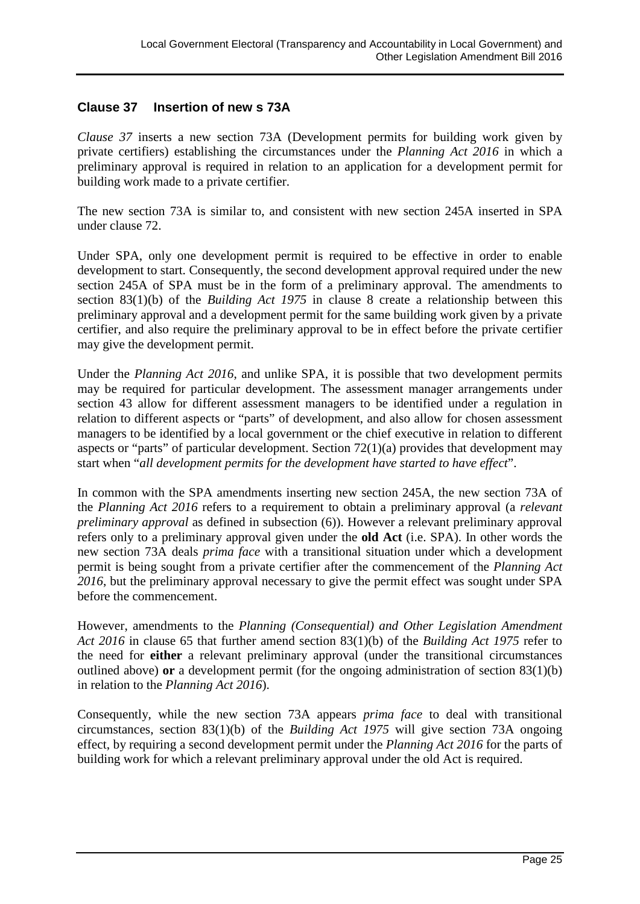### Clause 37 Insertion of new s 73A

*Clause 37* inserts a new section 73A (Development permits for building work given by private certifiers) establishing the circumstances under the *Planning Act 2016* in which a preliminary approval is required in relation to an application for a development permit for building work made to a private certifier.

The new section 73A is similar to, and consistent with new section 245A inserted in SPA under clause 72.

Under SPA, only one development permit is required to be effective in order to enable development to start. Consequently, the second development approval required under the new section 245A of SPA must be in the form of a preliminary approval. The amendments to section 83(1)(b) of the *Building Act 1975* in clause 8 create a relationship between this preliminary approval and a development permit for the same building work given by a private certifier, and also require the preliminary approval to be in effect before the private certifier may give the development permit.

Under the *Planning Act 2016*, and unlike SPA, it is possible that two development permits may be required for particular development. The assessment manager arrangements under section 43 allow for different assessment managers to be identified under a regulation in relation to different aspects or "parts" of development, and also allow for chosen assessment managers to be identified by a local government or the chief executive in relation to different aspects or "parts" of particular development. Section 72(1)(a) provides that development may start when "*all development permits for the development have started to have effect*".

In common with the SPA amendments inserting new section 245A, the new section 73A of the *Planning Act 2016* refers to a requirement to obtain a preliminary approval (a *relevant preliminary approval* as defined in subsection (6)). However a relevant preliminary approval refers only to a preliminary approval given under the **old Act** (i.e. SPA). In other words the new section 73A deals *prima face* with a transitional situation under which a development permit is being sought from a private certifier after the commencement of the *Planning Act 2016*, but the preliminary approval necessary to give the permit effect was sought under SPA before the commencement.

However, amendments to the *Planning (Consequential) and Other Legislation Amendment Act 2016* in clause 65 that further amend section 83(1)(b) of the *Building Act 1975* refer to the need for **either** a relevant preliminary approval (under the transitional circumstances outlined above) **or** a development permit (for the ongoing administration of section 83(1)(b) in relation to the *Planning Act 2016*).

Consequently, while the new section 73A appears *prima face* to deal with transitional circumstances, section 83(1)(b) of the *Building Act 1975* will give section 73A ongoing effect, by requiring a second development permit under the *Planning Act 2016* for the parts of building work for which a relevant preliminary approval under the old Act is required.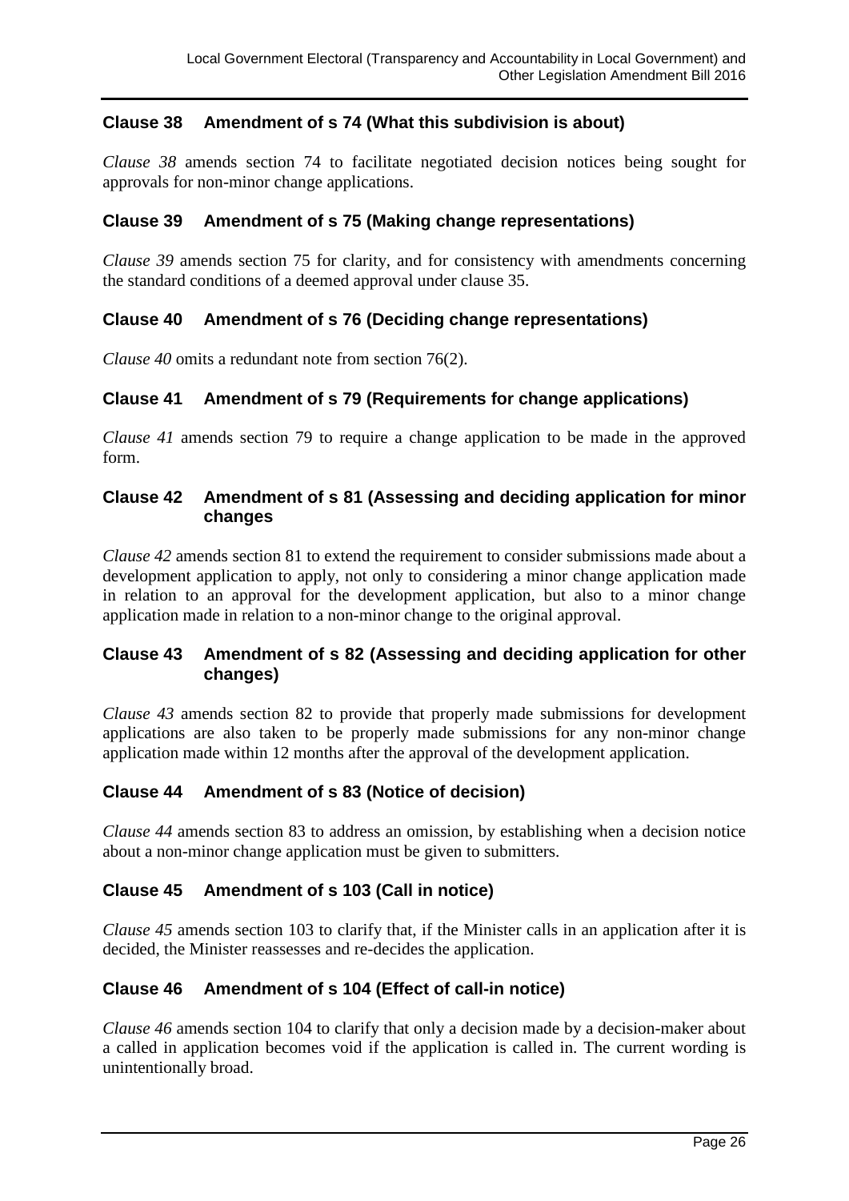### Clause 38 Amendment of s 74 (What this subdivision is about)

*Clause 38* amends section 74 to facilitate negotiated decision notices being sought for approvals for non-minor change applications.

### Clause 39 Amendment of s 75 (Making change representations)

*Clause 39* amends section 75 for clarity, and for consistency with amendments concerning the standard conditions of a deemed approval under clause 35.

### Clause 40 Amendment of s 76 (Deciding change representations)

*Clause 40* omits a redundant note from section 76(2).

### Clause 41 Amendment of s 79 (Requirements for change applications)

*Clause 41* amends section 79 to require a change application to be made in the approved form.

### Clause 42 Amendment of s 81 (Assessing and deciding application for minor changes

*Clause 42* amends section 81 to extend the requirement to consider submissions made about a development application to apply, not only to considering a minor change application made in relation to an approval for the development application, but also to a minor change application made in relation to a non-minor change to the original approval.

### Clause 43 Amendment of s 82 (Assessing and deciding application for other changes)

*Clause 43* amends section 82 to provide that properly made submissions for development applications are also taken to be properly made submissions for any non-minor change application made within 12 months after the approval of the development application.

### Clause 44 Amendment of s 83 (Notice of decision)

*Clause 44* amends section 83 to address an omission, by establishing when a decision notice about a non-minor change application must be given to submitters.

### Clause 45 Amendment of s 103 (Call in notice)

*Clause 45* amends section 103 to clarify that, if the Minister calls in an application after it is decided, the Minister reassesses and re-decides the application.

### Clause 46 Amendment of s 104 (Effect of call-in notice)

*Clause 46* amends section 104 to clarify that only a decision made by a decision-maker about a called in application becomes void if the application is called in. The current wording is unintentionally broad.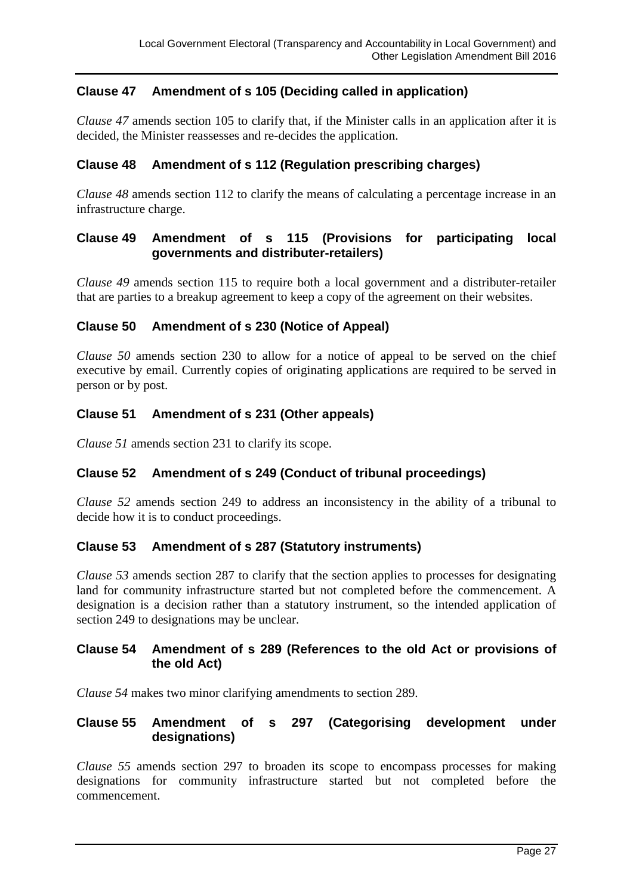### Clause 47 Amendment of s 105 (Deciding called in application)

*Clause 47* amends section 105 to clarify that, if the Minister calls in an application after it is decided, the Minister reassesses and re-decides the application.

### Clause 48 Amendment of s 112 (Regulation prescribing charges)

*Clause 48* amends section 112 to clarify the means of calculating a percentage increase in an infrastructure charge.

### Clause 49 Amendment of s 115 (Provisions for participating local governments and distributer-retailers)

*Clause 49* amends section 115 to require both a local government and a distributer-retailer that are parties to a breakup agreement to keep a copy of the agreement on their websites.

### Clause 50 Amendment of s 230 (Notice of Appeal)

*Clause 50* amends section 230 to allow for a notice of appeal to be served on the chief executive by email. Currently copies of originating applications are required to be served in person or by post.

### Clause 51 Amendment of s 231 (Other appeals)

*Clause 51* amends section 231 to clarify its scope.

### Clause 52 Amendment of s 249 (Conduct of tribunal proceedings)

*Clause 52* amends section 249 to address an inconsistency in the ability of a tribunal to decide how it is to conduct proceedings.

### Clause 53 Amendment of s 287 (Statutory instruments)

*Clause 53* amends section 287 to clarify that the section applies to processes for designating land for community infrastructure started but not completed before the commencement. A designation is a decision rather than a statutory instrument, so the intended application of section 249 to designations may be unclear.

### Clause 54 Amendment of s 289 (References to the old Act or provisions of the old Act)

*Clause 54* makes two minor clarifying amendments to section 289.

### Clause 55 Amendment of s 297 (Categorising development under designations)

*Clause 55* amends section 297 to broaden its scope to encompass processes for making designations for community infrastructure started but not completed before the commencement.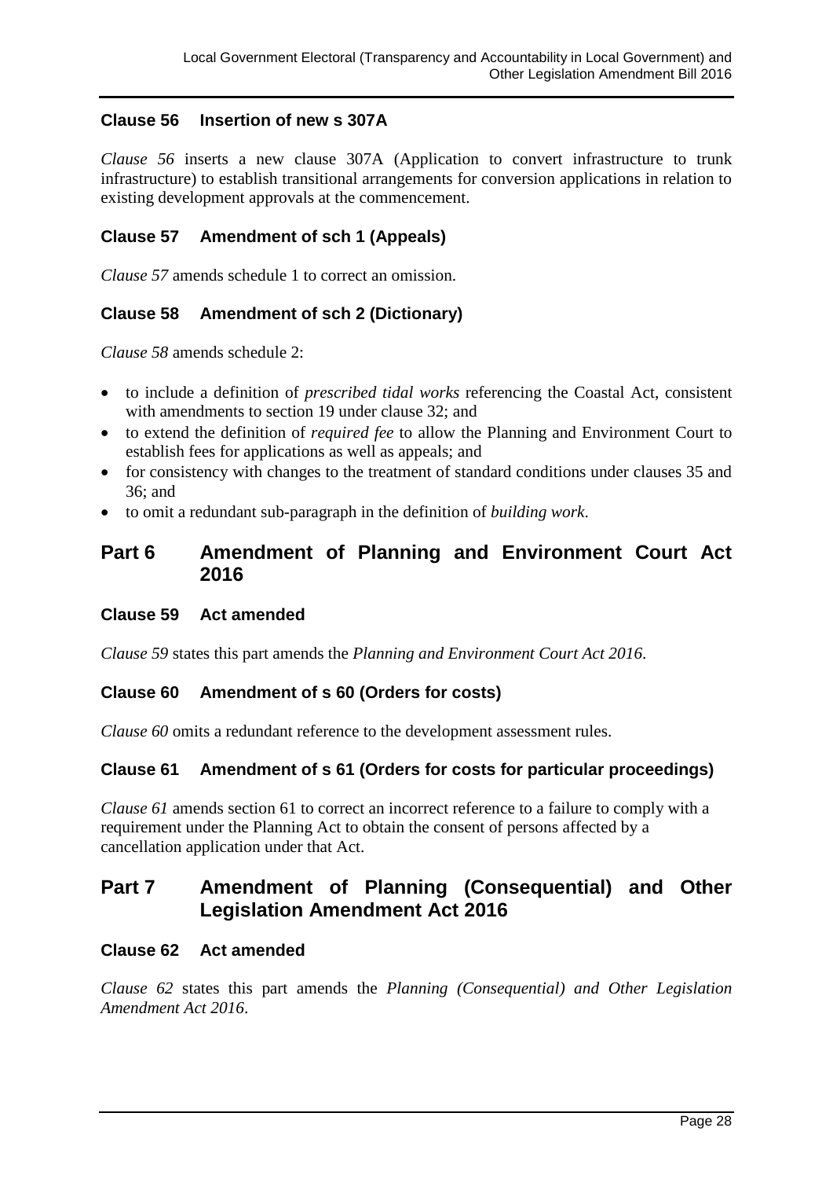### Clause 56 Insertion of new s 307A

*Clause 56* inserts a new clause 307A (Application to convert infrastructure to trunk infrastructure) to establish transitional arrangements for conversion applications in relation to existing development approvals at the commencement.

### Clause 57 Amendment of sch 1 (Appeals)

*Clause 57* amends schedule 1 to correct an omission.

### Clause 58 Amendment of sch 2 (Dictionary)

*Clause 58* amends schedule 2:

- to include a definition of *prescribed tidal works* referencing the Coastal Act, consistent with amendments to section 19 under clause 32; and
- to extend the definition of *required fee* to allow the Planning and Environment Court to establish fees for applications as well as appeals; and
- for consistency with changes to the treatment of standard conditions under clauses 35 and 36; and
- to omit a redundant sub-paragraph in the definition of *building work*.

## Part 6 Amendment of Planning and Environment Court Act 2016

### Clause 59 Act amended

*Clause 59* states this part amends the *Planning and Environment Court Act 2016*.

### Clause 60 Amendment of s 60 (Orders for costs)

*Clause 60* omits a redundant reference to the development assessment rules.

### Clause 61 Amendment of s 61 (Orders for costs for particular proceedings)

*Clause 61* amends section 61 to correct an incorrect reference to a failure to comply with a requirement under the Planning Act to obtain the consent of persons affected by a cancellation application under that Act.

## Part 7 Amendment of Planning (Consequential) and Other Legislation Amendment Act 2016

### Clause 62 Act amended

*Clause 62* states this part amends the *Planning (Consequential) and Other Legislation Amendment Act 2016*.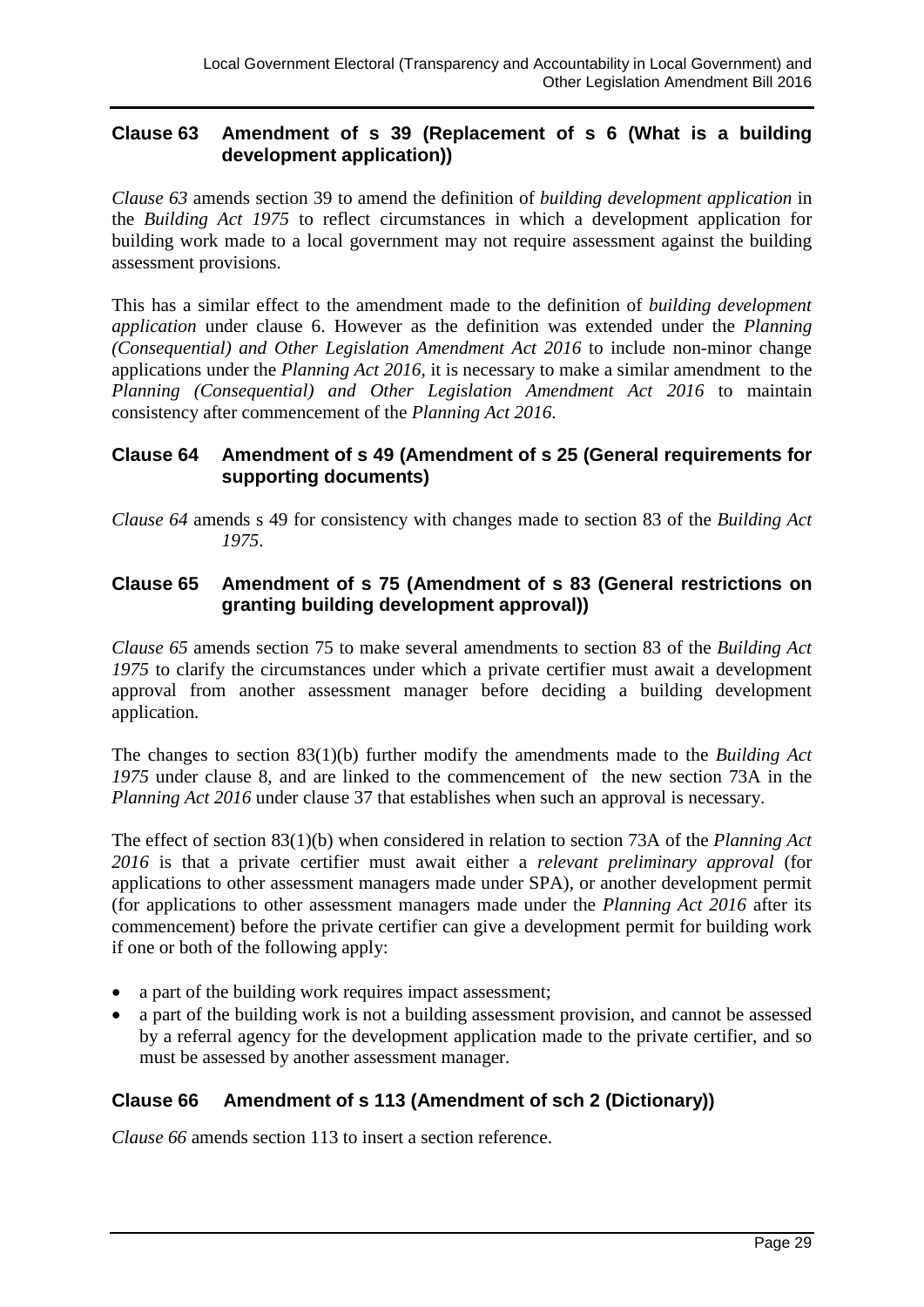### Clause 63 Amendment of s 39 (Replacement of s 6 (What is a building development application))

*Clause 63* amends section 39 to amend the definition of *building development application* in the *Building Act 1975* to reflect circumstances in which a development application for building work made to a local government may not require assessment against the building assessment provisions.

This has a similar effect to the amendment made to the definition of *building development application* under clause 6. However as the definition was extended under the *Planning (Consequential) and Other Legislation Amendment Act 2016* to include non-minor change applications under the *Planning Act 2016*, it is necessary to make a similar amendment to the *Planning (Consequential) and Other Legislation Amendment Act 2016* to maintain consistency after commencement of the *Planning Act 2016*.

### Clause 64 Amendment of s 49 (Amendment of s 25 (General requirements for supporting documents)

*Clause 64* amends s 49 for consistency with changes made to section 83 of the *Building Act 1975*.

### Clause 65 Amendment of s 75 (Amendment of s 83 (General restrictions on granting building development approval))

*Clause 65* amends section 75 to make several amendments to section 83 of the *Building Act 1975* to clarify the circumstances under which a private certifier must await a development approval from another assessment manager before deciding a building development application.

The changes to section 83(1)(b) further modify the amendments made to the *Building Act 1975* under clause 8, and are linked to the commencement of the new section 73A in the *Planning Act 2016* under clause 37 that establishes when such an approval is necessary.

The effect of section 83(1)(b) when considered in relation to section 73A of the *Planning Act 2016* is that a private certifier must await either a *relevant preliminary approval* (for applications to other assessment managers made under SPA), or another development permit (for applications to other assessment managers made under the *Planning Act 2016* after its commencement) before the private certifier can give a development permit for building work if one or both of the following apply:

- a part of the building work requires impact assessment;
- a part of the building work is not a building assessment provision, and cannot be assessed by a referral agency for the development application made to the private certifier, and so must be assessed by another assessment manager.

### Clause 66 Amendment of s 113 (Amendment of sch 2 (Dictionary))

*Clause 66* amends section 113 to insert a section reference.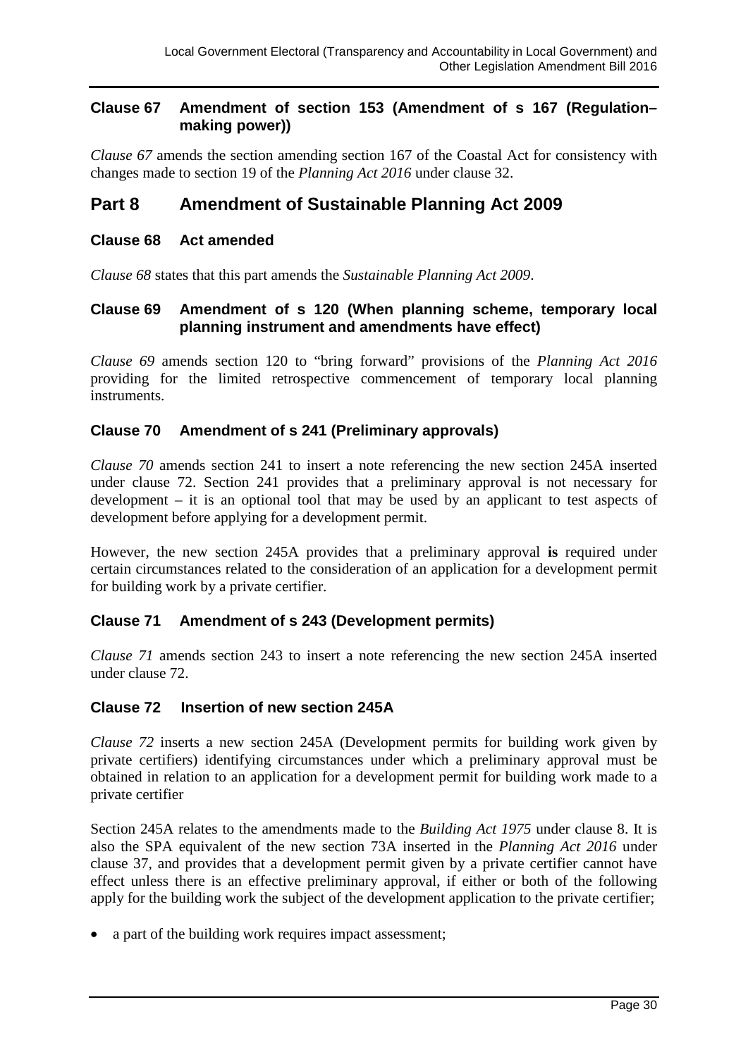### Clause 67 Amendment of section 153 (Amendment of s 167 (Regulation–making power))

*Clause 67* amends the section amending section 167 of the Coastal Act for consistency with changes made to section 19 of the *Planning Act 2016* under clause 32.

## Part 8 Amendment of Sustainable Planning Act 2009

### Clause 68 Act amended

*Clause 68* states that this part amends the *Sustainable Planning Act 2009*.

### Clause 69 Amendment of s 120 (When planning scheme, temporary local planning instrument and amendments have effect)

*Clause 69* amends section 120 to "bring forward" provisions of the *Planning Act 2016* providing for the limited retrospective commencement of temporary local planning instruments.

### Clause 70 Amendment of s 241 (Preliminary approvals)

*Clause 70* amends section 241 to insert a note referencing the new section 245A inserted under clause 72. Section 241 provides that a preliminary approval is not necessary for development – it is an optional tool that may be used by an applicant to test aspects of development before applying for a development permit.

However, the new section 245A provides that a preliminary approval **is** required under certain circumstances related to the consideration of an application for a development permit for building work by a private certifier.

### Clause 71 Amendment of s 243 (Development permits)

*Clause 71* amends section 243 to insert a note referencing the new section 245A inserted under clause 72.

### Clause 72 Insertion of new section 245A

*Clause 72* inserts a new section 245A (Development permits for building work given by private certifiers) identifying circumstances under which a preliminary approval must be obtained in relation to an application for a development permit for building work made to a private certifier

Section 245A relates to the amendments made to the *Building Act 1975* under clause 8. It is also the SPA equivalent of the new section 73A inserted in the *Planning Act 2016* under clause 37, and provides that a development permit given by a private certifier cannot have effect unless there is an effective preliminary approval, if either or both of the following apply for the building work the subject of the development application to the private certifier;

- a part of the building work requires impact assessment;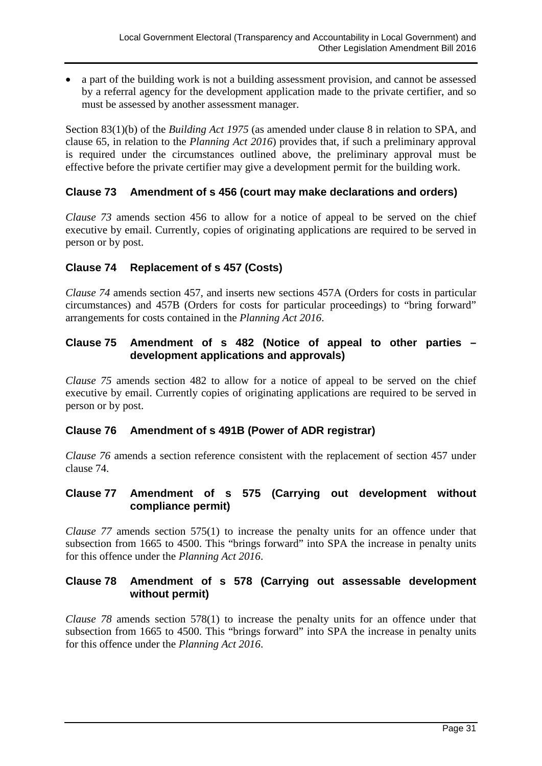- a part of the building work is not a building assessment provision, and cannot be assessed by a referral agency for the development application made to the private certifier, and so must be assessed by another assessment manager.

Section 83(1)(b) of the *Building Act 1975* (as amended under clause 8 in relation to SPA, and clause 65, in relation to the *Planning Act 2016*) provides that, if such a preliminary approval is required under the circumstances outlined above, the preliminary approval must be effective before the private certifier may give a development permit for the building work.

### Clause 73 Amendment of s 456 (court may make declarations and orders)

*Clause 73* amends section 456 to allow for a notice of appeal to be served on the chief executive by email. Currently, copies of originating applications are required to be served in person or by post.

### Clause 74 Replacement of s 457 (Costs)

*Clause 74* amends section 457, and inserts new sections 457A (Orders for costs in particular circumstances) and 457B (Orders for costs for particular proceedings) to "bring forward" arrangements for costs contained in the *Planning Act 2016*.

### Clause 75 Amendment of s 482 (Notice of appeal to other parties – development applications and approvals)

*Clause 75* amends section 482 to allow for a notice of appeal to be served on the chief executive by email. Currently copies of originating applications are required to be served in person or by post.

### Clause 76 Amendment of s 491B (Power of ADR registrar)

*Clause 76* amends a section reference consistent with the replacement of section 457 under clause 74.

### Clause 77 Amendment of s 575 (Carrying out development without compliance permit)

*Clause 77* amends section 575(1) to increase the penalty units for an offence under that subsection from 1665 to 4500. This "brings forward" into SPA the increase in penalty units for this offence under the *Planning Act 2016*.

### Clause 78 Amendment of s 578 (Carrying out assessable development without permit)

*Clause 78* amends section 578(1) to increase the penalty units for an offence under that subsection from 1665 to 4500. This "brings forward" into SPA the increase in penalty units for this offence under the *Planning Act 2016*.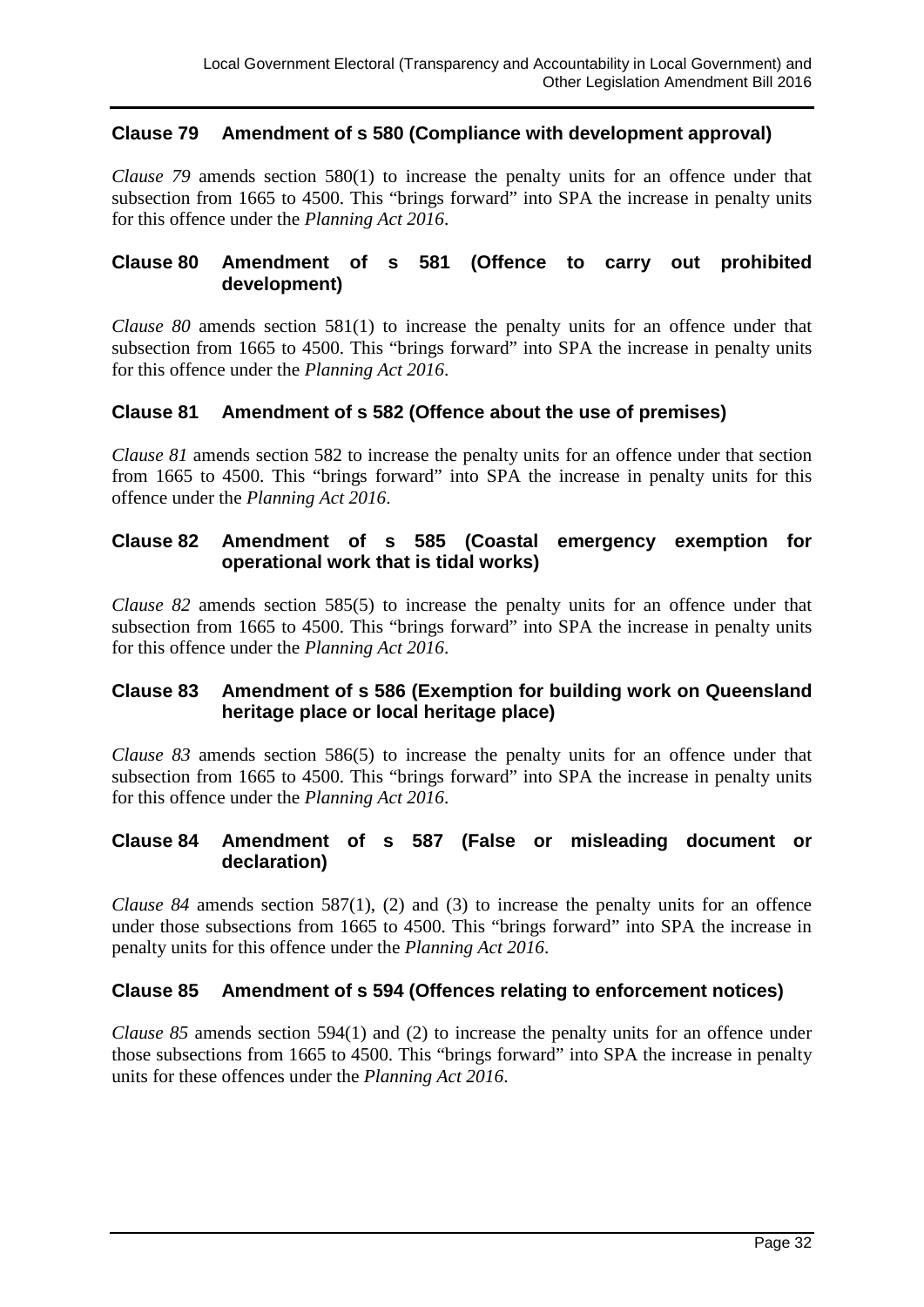### Clause 79 Amendment of s 580 (Compliance with development approval)

*Clause 79* amends section 580(1) to increase the penalty units for an offence under that subsection from 1665 to 4500. This "brings forward" into SPA the increase in penalty units for this offence under the *Planning Act 2016*.

### Clause 80 Amendment of s 581 (Offence to carry out prohibited development)

*Clause 80* amends section 581(1) to increase the penalty units for an offence under that subsection from 1665 to 4500. This "brings forward" into SPA the increase in penalty units for this offence under the *Planning Act 2016*.

### Clause 81 Amendment of s 582 (Offence about the use of premises)

*Clause 81* amends section 582 to increase the penalty units for an offence under that section from 1665 to 4500. This "brings forward" into SPA the increase in penalty units for this offence under the *Planning Act 2016*.

### Clause 82 Amendment of s 585 (Coastal emergency exemption for operational work that is tidal works)

*Clause 82* amends section 585(5) to increase the penalty units for an offence under that subsection from 1665 to 4500. This "brings forward" into SPA the increase in penalty units for this offence under the *Planning Act 2016*.

### Clause 83 Amendment of s 586 (Exemption for building work on Queensland heritage place or local heritage place)

*Clause 83* amends section 586(5) to increase the penalty units for an offence under that subsection from 1665 to 4500. This "brings forward" into SPA the increase in penalty units for this offence under the *Planning Act 2016*.

### Clause 84 Amendment of s 587 (False or misleading document or declaration)

*Clause 84* amends section 587(1), (2) and (3) to increase the penalty units for an offence under those subsections from 1665 to 4500. This "brings forward" into SPA the increase in penalty units for this offence under the *Planning Act 2016*.

### Clause 85 Amendment of s 594 (Offences relating to enforcement notices)

*Clause 85* amends section 594(1) and (2) to increase the penalty units for an offence under those subsections from 1665 to 4500. This "brings forward" into SPA the increase in penalty units for these offences under the *Planning Act 2016*.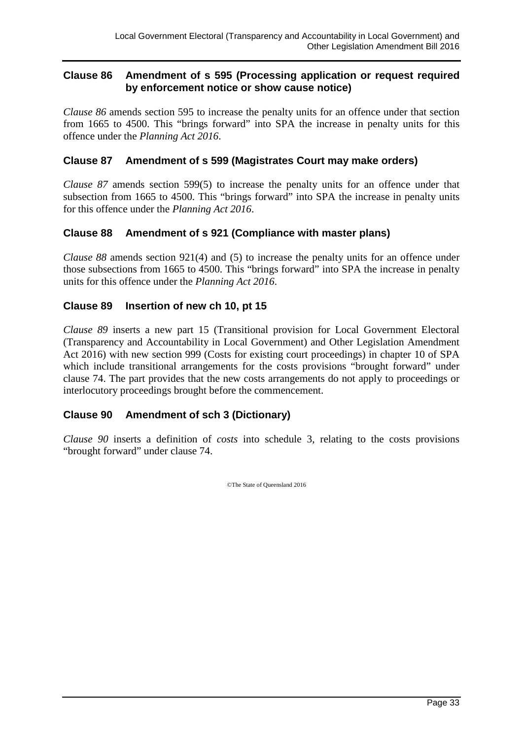### Clause 86 Amendment of s 595 (Processing application or request required by enforcement notice or show cause notice)

*Clause 86* amends section 595 to increase the penalty units for an offence under that section from 1665 to 4500. This "brings forward" into SPA the increase in penalty units for this offence under the *Planning Act 2016*.

### Clause 87 Amendment of s 599 (Magistrates Court may make orders)

*Clause 87* amends section 599(5) to increase the penalty units for an offence under that subsection from 1665 to 4500. This "brings forward" into SPA the increase in penalty units for this offence under the *Planning Act 2016*.

### Clause 88 Amendment of s 921 (Compliance with master plans)

*Clause 88* amends section 921(4) and (5) to increase the penalty units for an offence under those subsections from 1665 to 4500. This "brings forward" into SPA the increase in penalty units for this offence under the *Planning Act 2016*.

### Clause 89 Insertion of new ch 10, pt 15

*Clause 89* inserts a new part 15 (Transitional provision for Local Government Electoral (Transparency and Accountability in Local Government) and Other Legislation Amendment Act 2016) with new section 999 (Costs for existing court proceedings) in chapter 10 of SPA which include transitional arrangements for the costs provisions "brought forward" under clause 74. The part provides that the new costs arrangements do not apply to proceedings or interlocutory proceedings brought before the commencement.

### Clause 90 Amendment of sch 3 (Dictionary)

*Clause 90* inserts a definition of *costs* into schedule 3, relating to the costs provisions "brought forward" under clause 74.

©The State of Queensland 2016